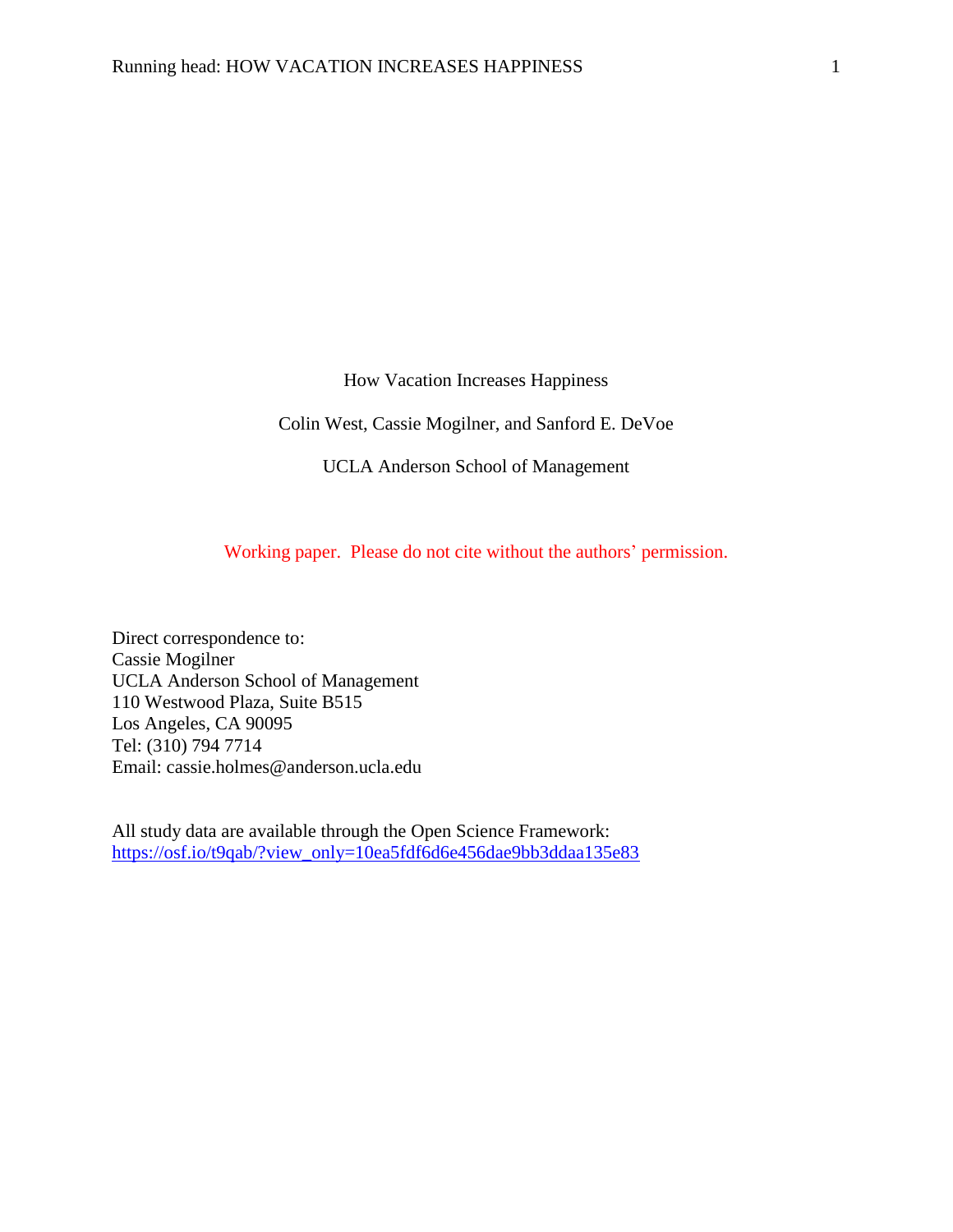# How Vacation Increases Happiness

Colin West, Cassie Mogilner, and Sanford E. DeVoe

UCLA Anderson School of Management

Working paper. Please do not cite without the authors' permission.

Direct correspondence to:
Cassie Mogilner
UCLA Anderson School of Management
110 Westwood Plaza, Suite B515
Los Angeles, CA 90095
Tel: (310) 794 7714
Email: cassie.holmes@anderson.ucla.edu

All study data are available through the Open Science Framework:
https://osf.io/t9qab/?view_only=10ea5fdf6d6e456dae9bb3ddaa135e83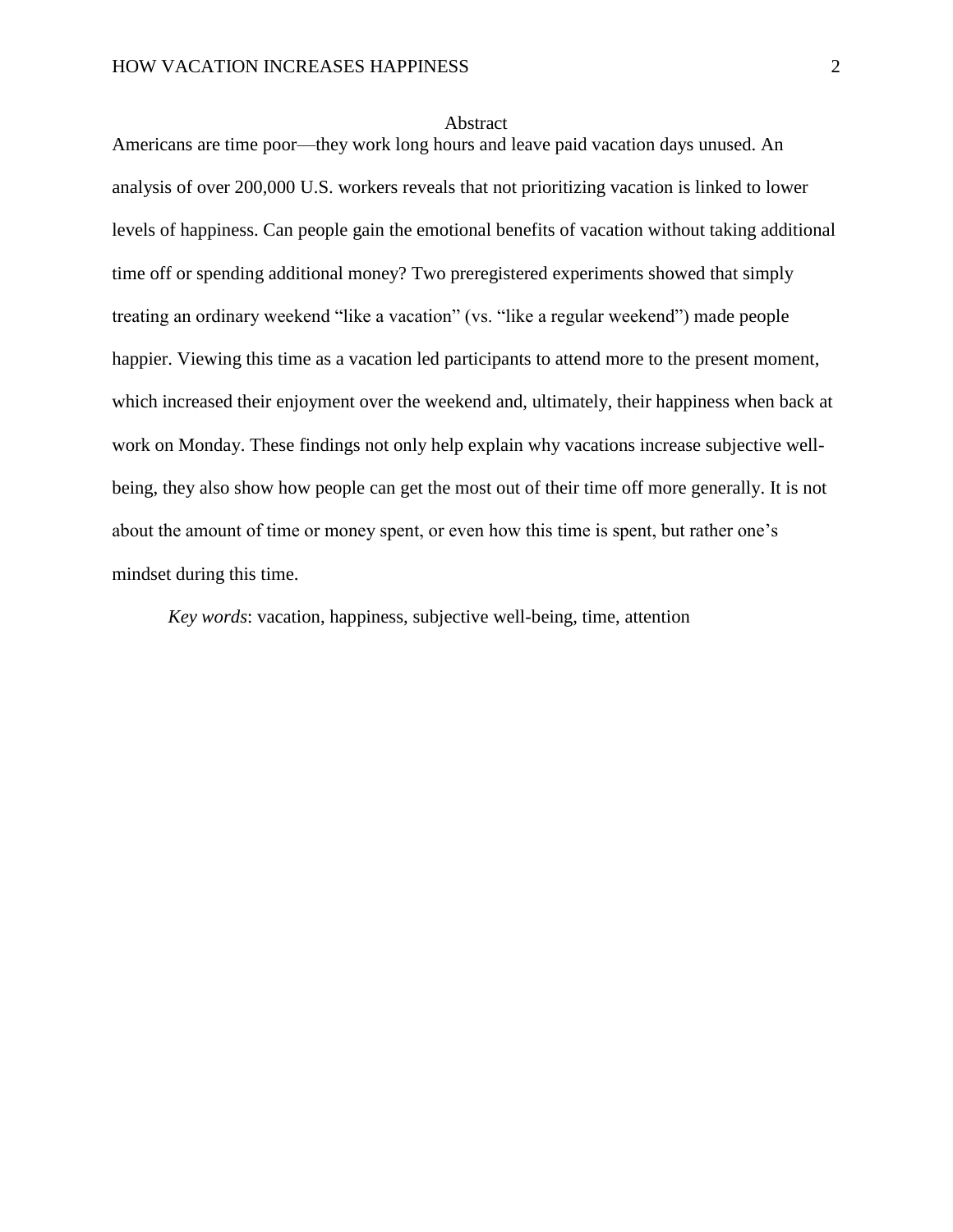## Abstract

Americans are time poor—they work long hours and leave paid vacation days unused. An analysis of over 200,000 U.S. workers reveals that not prioritizing vacation is linked to lower levels of happiness. Can people gain the emotional benefits of vacation without taking additional time off or spending additional money? Two preregistered experiments showed that simply treating an ordinary weekend "like a vacation" (vs. "like a regular weekend") made people happier. Viewing this time as a vacation led participants to attend more to the present moment, which increased their enjoyment over the weekend and, ultimately, their happiness when back at work on Monday. These findings not only help explain why vacations increase subjective well-being, they also show how people can get the most out of their time off more generally. It is not about the amount of time or money spent, or even how this time is spent, but rather one's mindset during this time.

*Key words*: vacation, happiness, subjective well-being, time, attention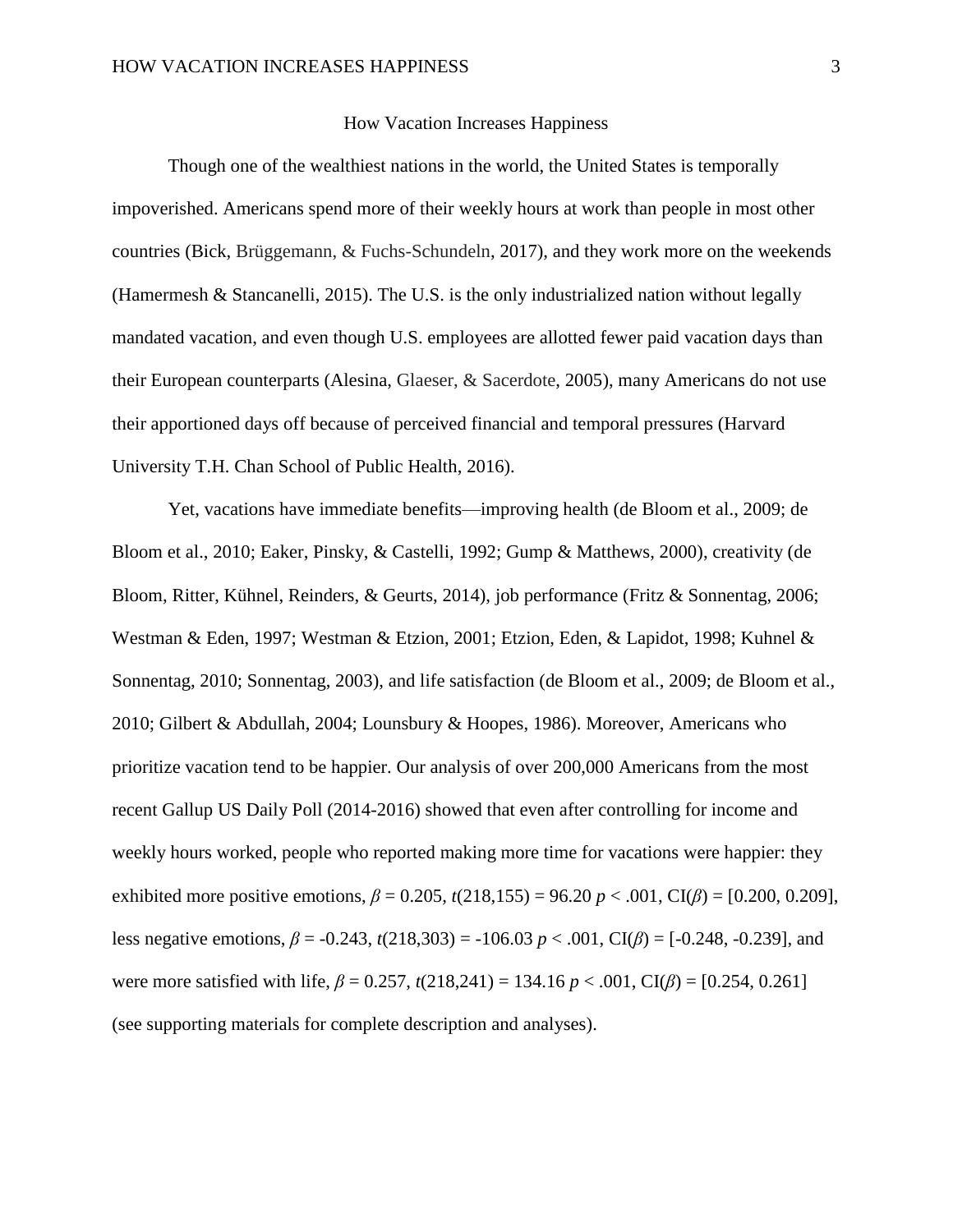# How Vacation Increases Happiness

Though one of the wealthiest nations in the world, the United States is temporally impoverished. Americans spend more of their weekly hours at work than people in most other countries (Bick, Brüggemann, & Fuchs-Schundeln, 2017), and they work more on the weekends (Hamermesh & Stancanelli, 2015). The U.S. is the only industrialized nation without legally mandated vacation, and even though U.S. employees are allotted fewer paid vacation days than their European counterparts (Alesina, Glaeser, & Sacerdote, 2005), many Americans do not use their apportioned days off because of perceived financial and temporal pressures (Harvard University T.H. Chan School of Public Health, 2016).

Yet, vacations have immediate benefits—improving health (de Bloom et al., 2009; de Bloom et al., 2010; Eaker, Pinsky, & Castelli, 1992; Gump & Matthews, 2000), creativity (de Bloom, Ritter, Kühnel, Reinders, & Geurts, 2014), job performance (Fritz & Sonnentag, 2006; Westman & Eden, 1997; Westman & Etzion, 2001; Etzion, Eden, & Lapidot, 1998; Kuhnel & Sonnentag, 2010; Sonnentag, 2003), and life satisfaction (de Bloom et al., 2009; de Bloom et al., 2010; Gilbert & Abdullah, 2004; Lounsbury & Hoopes, 1986). Moreover, Americans who prioritize vacation tend to be happier. Our analysis of over 200,000 Americans from the most recent Gallup US Daily Poll (2014-2016) showed that even after controlling for income and weekly hours worked, people who reported making more time for vacations were happier: they exhibited more positive emotions, $\beta = 0.205$, $t(218{,}155) = 96.20$ $p < .001$, $CI(\beta) = [0.200, 0.209]$, less negative emotions, $\beta = -0.243$, $t(218{,}303) = -106.03$ $p < .001$, $CI(\beta) = [-0.248, -0.239]$, and were more satisfied with life, $\beta = 0.257$, $t(218{,}241) = 134.16$ $p < .001$, $CI(\beta) = [0.254, 0.261]$ (see supporting materials for complete description and analyses).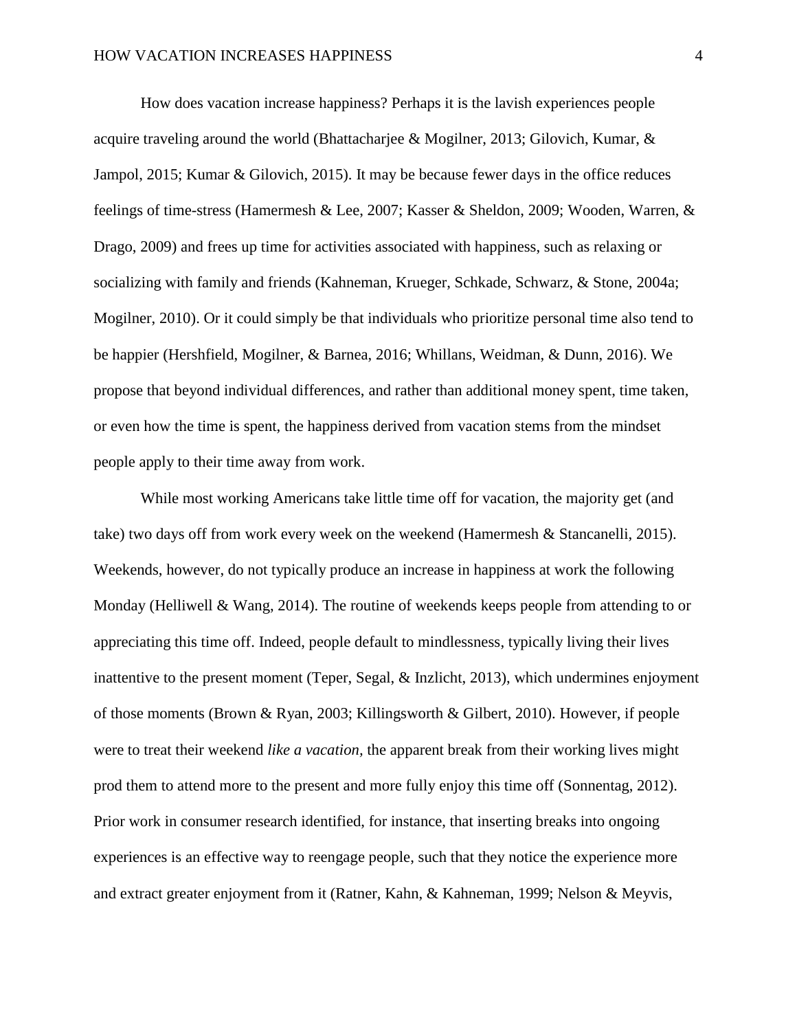How does vacation increase happiness? Perhaps it is the lavish experiences people acquire traveling around the world (Bhattacharjee & Mogilner, 2013; Gilovich, Kumar, & Jampol, 2015; Kumar & Gilovich, 2015). It may be because fewer days in the office reduces feelings of time-stress (Hamermesh & Lee, 2007; Kasser & Sheldon, 2009; Wooden, Warren, & Drago, 2009) and frees up time for activities associated with happiness, such as relaxing or socializing with family and friends (Kahneman, Krueger, Schkade, Schwarz, & Stone, 2004a; Mogilner, 2010). Or it could simply be that individuals who prioritize personal time also tend to be happier (Hershfield, Mogilner, & Barnea, 2016; Whillans, Weidman, & Dunn, 2016). We propose that beyond individual differences, and rather than additional money spent, time taken, or even how the time is spent, the happiness derived from vacation stems from the mindset people apply to their time away from work.

While most working Americans take little time off for vacation, the majority get (and take) two days off from work every week on the weekend (Hamermesh & Stancanelli, 2015). Weekends, however, do not typically produce an increase in happiness at work the following Monday (Helliwell & Wang, 2014). The routine of weekends keeps people from attending to or appreciating this time off. Indeed, people default to mindlessness, typically living their lives inattentive to the present moment (Teper, Segal, & Inzlicht, 2013), which undermines enjoyment of those moments (Brown & Ryan, 2003; Killingsworth & Gilbert, 2010). However, if people were to treat their weekend *like a vacation,* the apparent break from their working lives might prod them to attend more to the present and more fully enjoy this time off (Sonnentag, 2012). Prior work in consumer research identified, for instance, that inserting breaks into ongoing experiences is an effective way to reengage people, such that they notice the experience more and extract greater enjoyment from it (Ratner, Kahn, & Kahneman, 1999; Nelson & Meyvis,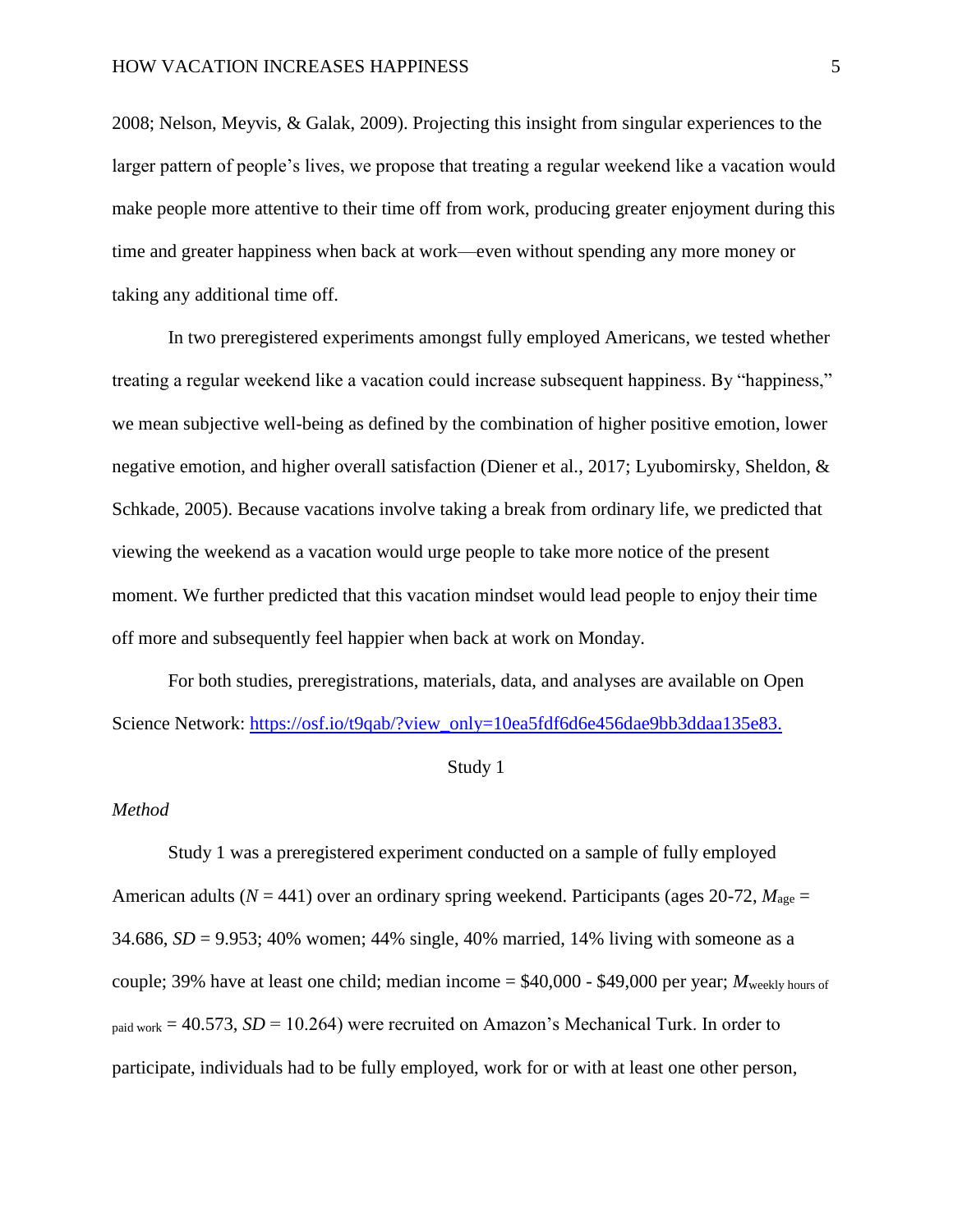2008; Nelson, Meyvis, & Galak, 2009). Projecting this insight from singular experiences to the larger pattern of people's lives, we propose that treating a regular weekend like a vacation would make people more attentive to their time off from work, producing greater enjoyment during this time and greater happiness when back at work—even without spending any more money or taking any additional time off.

In two preregistered experiments amongst fully employed Americans, we tested whether treating a regular weekend like a vacation could increase subsequent happiness. By "happiness," we mean subjective well-being as defined by the combination of higher positive emotion, lower negative emotion, and higher overall satisfaction (Diener et al., 2017; Lyubomirsky, Sheldon, & Schkade, 2005). Because vacations involve taking a break from ordinary life, we predicted that viewing the weekend as a vacation would urge people to take more notice of the present moment. We further predicted that this vacation mindset would lead people to enjoy their time off more and subsequently feel happier when back at work on Monday.

For both studies, preregistrations, materials, data, and analyses are available on Open Science Network: [https://osf.io/t9qab/?view_only=10ea5fdf6d6e456dae9bb3ddaa135e83.](https://osf.io/t9qab/?view_only=10ea5fdf6d6e456dae9bb3ddaa135e83)

## Study 1

### *Method*

Study 1 was a preregistered experiment conducted on a sample of fully employed American adults ($N$ = 441) over an ordinary spring weekend. Participants (ages 20-72, $M_{\text{age}}$ = 34.686, $SD$ = 9.953; 40% women; 44% single, 40% married, 14% living with someone as a couple; 39% have at least one child; median income = \$40,000 - \$49,000 per year; $M_{\text{weekly hours of paid work}}$ = 40.573, $SD$ = 10.264) were recruited on Amazon's Mechanical Turk. In order to participate, individuals had to be fully employed, work for or with at least one other person,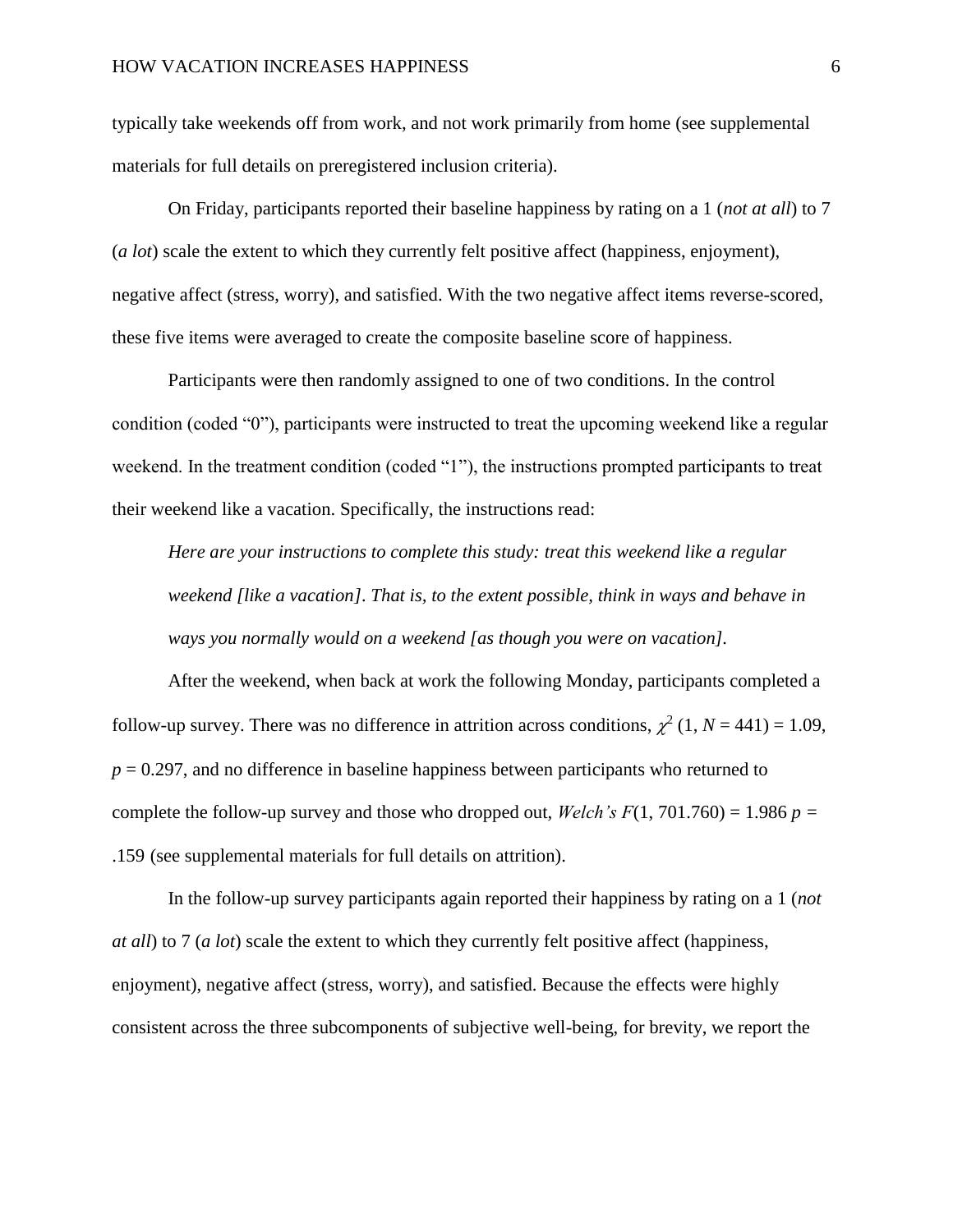typically take weekends off from work, and not work primarily from home (see supplemental materials for full details on preregistered inclusion criteria).

On Friday, participants reported their baseline happiness by rating on a 1 (*not at all*) to 7 (*a lot*) scale the extent to which they currently felt positive affect (happiness, enjoyment), negative affect (stress, worry), and satisfied. With the two negative affect items reverse-scored, these five items were averaged to create the composite baseline score of happiness.

Participants were then randomly assigned to one of two conditions. In the control condition (coded "0"), participants were instructed to treat the upcoming weekend like a regular weekend. In the treatment condition (coded "1"), the instructions prompted participants to treat their weekend like a vacation. Specifically, the instructions read:

> *Here are your instructions to complete this study: treat this weekend like a regular weekend [like a vacation]. That is, to the extent possible, think in ways and behave in ways you normally would on a weekend [as though you were on vacation].*

After the weekend, when back at work the following Monday, participants completed a follow-up survey. There was no difference in attrition across conditions, $\chi^2$ (1, $N$ = 441) = 1.09, $p$ = 0.297, and no difference in baseline happiness between participants who returned to complete the follow-up survey and those who dropped out, *Welch's* $F$(1, 701.760) = 1.986 $p$ = .159 (see supplemental materials for full details on attrition).

In the follow-up survey participants again reported their happiness by rating on a 1 (*not at all*) to 7 (*a lot*) scale the extent to which they currently felt positive affect (happiness, enjoyment), negative affect (stress, worry), and satisfied. Because the effects were highly consistent across the three subcomponents of subjective well-being, for brevity, we report the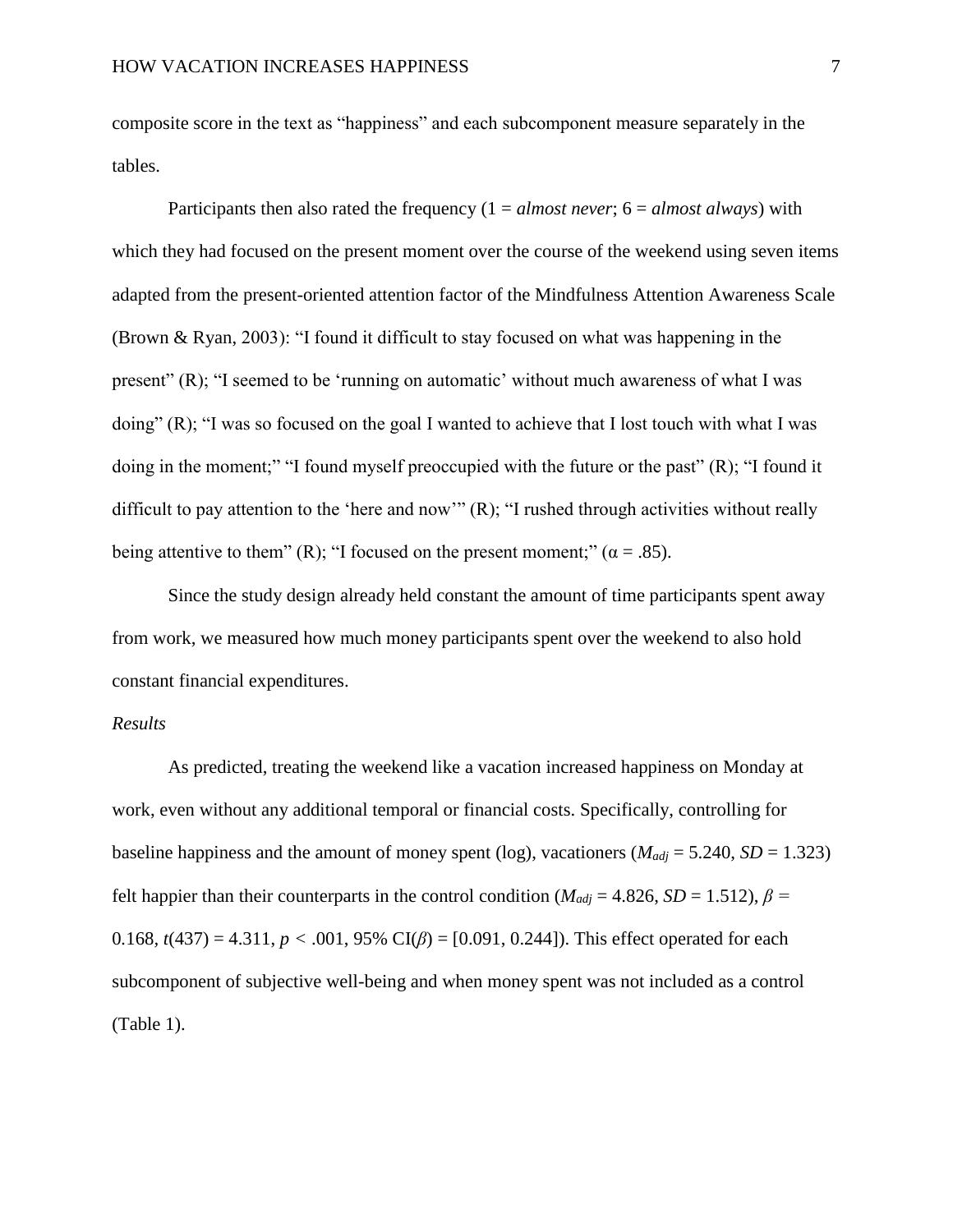composite score in the text as "happiness" and each subcomponent measure separately in the tables.

Participants then also rated the frequency (1 = *almost never*; 6 = *almost always*) with which they had focused on the present moment over the course of the weekend using seven items adapted from the present-oriented attention factor of the Mindfulness Attention Awareness Scale (Brown & Ryan, 2003): "I found it difficult to stay focused on what was happening in the present" (R); "I seemed to be 'running on automatic' without much awareness of what I was doing" (R); "I was so focused on the goal I wanted to achieve that I lost touch with what I was doing in the moment;" "I found myself preoccupied with the future or the past" (R); "I found it difficult to pay attention to the 'here and now'" (R); "I rushed through activities without really being attentive to them" (R); "I focused on the present moment;" ($\alpha = .85$).

Since the study design already held constant the amount of time participants spent away from work, we measured how much money participants spent over the weekend to also hold constant financial expenditures.

*Results*

As predicted, treating the weekend like a vacation increased happiness on Monday at work, even without any additional temporal or financial costs. Specifically, controlling for baseline happiness and the amount of money spent (log), vacationers ($M_{adj} = 5.240$, $SD = 1.323$) felt happier than their counterparts in the control condition ($M_{adj} = 4.826$, $SD = 1.512$), $\beta = 0.168$, $t(437) = 4.311$, $p < .001$, 95% CI($\beta$) = [0.091, 0.244]). This effect operated for each subcomponent of subjective well-being and when money spent was not included as a control (Table 1).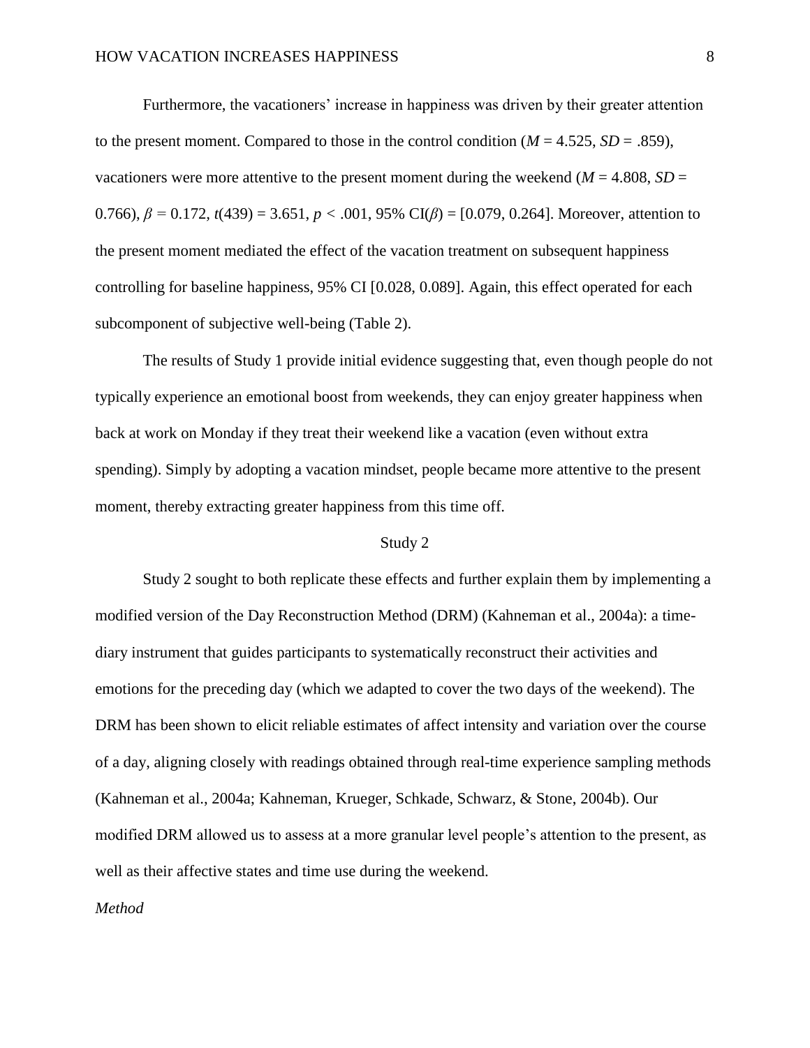Furthermore, the vacationers' increase in happiness was driven by their greater attention to the present moment. Compared to those in the control condition ($M$ = 4.525, $SD$ = .859), vacationers were more attentive to the present moment during the weekend ($M$ = 4.808, $SD$ = 0.766), $\beta$ = 0.172, $t(439)$ = 3.651, $p$ < .001, 95% CI($\beta$) = [0.079, 0.264]. Moreover, attention to the present moment mediated the effect of the vacation treatment on subsequent happiness controlling for baseline happiness, 95% CI [0.028, 0.089]. Again, this effect operated for each subcomponent of subjective well-being (Table 2).

The results of Study 1 provide initial evidence suggesting that, even though people do not typically experience an emotional boost from weekends, they can enjoy greater happiness when back at work on Monday if they treat their weekend like a vacation (even without extra spending). Simply by adopting a vacation mindset, people became more attentive to the present moment, thereby extracting greater happiness from this time off.

## Study 2

Study 2 sought to both replicate these effects and further explain them by implementing a modified version of the Day Reconstruction Method (DRM) (Kahneman et al., 2004a): a time-diary instrument that guides participants to systematically reconstruct their activities and emotions for the preceding day (which we adapted to cover the two days of the weekend). The DRM has been shown to elicit reliable estimates of affect intensity and variation over the course of a day, aligning closely with readings obtained through real-time experience sampling methods (Kahneman et al., 2004a; Kahneman, Krueger, Schkade, Schwarz, & Stone, 2004b). Our modified DRM allowed us to assess at a more granular level people's attention to the present, as well as their affective states and time use during the weekend.

### *Method*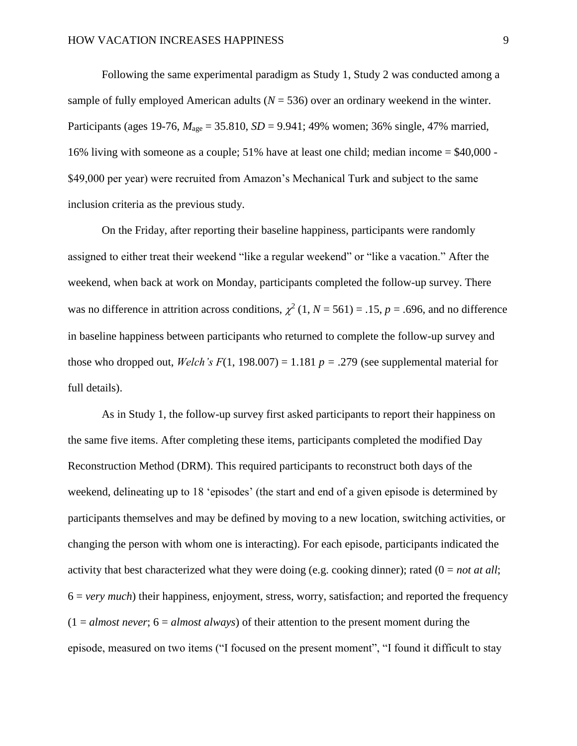Following the same experimental paradigm as Study 1, Study 2 was conducted among a sample of fully employed American adults ($N$ = 536) over an ordinary weekend in the winter. Participants (ages 19-76, $M_{age}$ = 35.810, $SD$ = 9.941; 49% women; 36% single, 47% married, 16% living with someone as a couple; 51% have at least one child; median income = $40,000 - $49,000 per year) were recruited from Amazon's Mechanical Turk and subject to the same inclusion criteria as the previous study.

On the Friday, after reporting their baseline happiness, participants were randomly assigned to either treat their weekend "like a regular weekend" or "like a vacation." After the weekend, when back at work on Monday, participants completed the follow-up survey. There was no difference in attrition across conditions, $\chi^2$ (1, $N$ = 561) = .15, $p$ = .696, and no difference in baseline happiness between participants who returned to complete the follow-up survey and those who dropped out, *Welch's* $F$(1, 198.007) = 1.181 $p$ = .279 (see supplemental material for full details).

As in Study 1, the follow-up survey first asked participants to report their happiness on the same five items. After completing these items, participants completed the modified Day Reconstruction Method (DRM). This required participants to reconstruct both days of the weekend, delineating up to 18 'episodes' (the start and end of a given episode is determined by participants themselves and may be defined by moving to a new location, switching activities, or changing the person with whom one is interacting). For each episode, participants indicated the activity that best characterized what they were doing (e.g. cooking dinner); rated (0 = *not at all*; 6 = *very much*) their happiness, enjoyment, stress, worry, satisfaction; and reported the frequency (1 = *almost never*; 6 = *almost always*) of their attention to the present moment during the episode, measured on two items ("I focused on the present moment", "I found it difficult to stay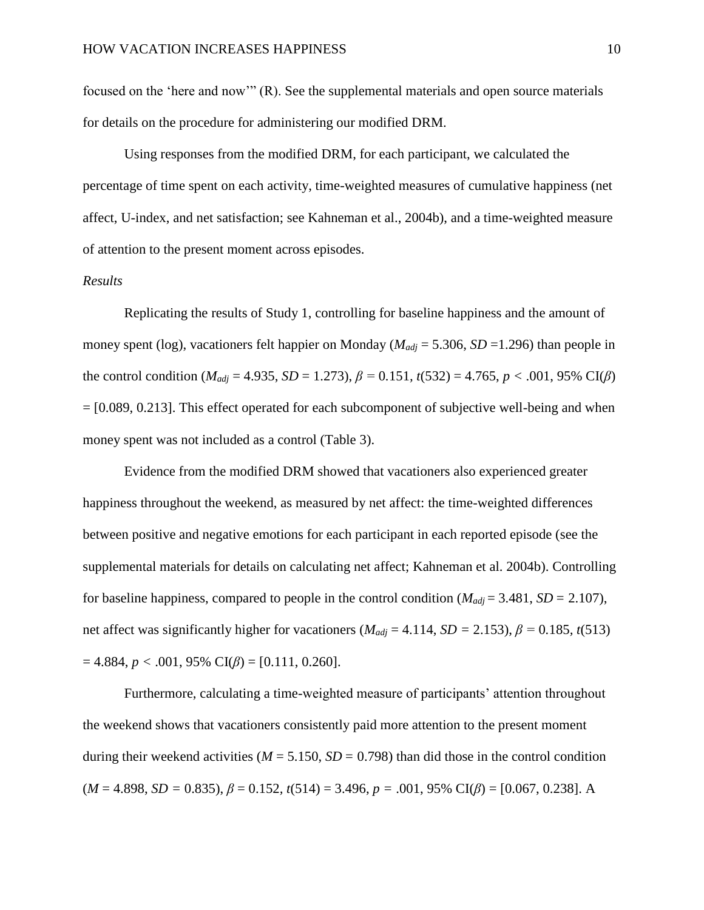focused on the 'here and now'" (R). See the supplemental materials and open source materials for details on the procedure for administering our modified DRM.

Using responses from the modified DRM, for each participant, we calculated the percentage of time spent on each activity, time-weighted measures of cumulative happiness (net affect, U-index, and net satisfaction; see Kahneman et al., 2004b), and a time-weighted measure of attention to the present moment across episodes.

*Results*

Replicating the results of Study 1, controlling for baseline happiness and the amount of money spent (log), vacationers felt happier on Monday ($M_{adj}$ = 5.306, $SD$ =1.296) than people in the control condition ($M_{adj}$ = 4.935, $SD$ = 1.273), $\beta$ = 0.151, $t(532)$ = 4.765, $p < .001$, 95% CI($\beta$) = [0.089, 0.213]. This effect operated for each subcomponent of subjective well-being and when money spent was not included as a control (Table 3).

Evidence from the modified DRM showed that vacationers also experienced greater happiness throughout the weekend, as measured by net affect: the time-weighted differences between positive and negative emotions for each participant in each reported episode (see the supplemental materials for details on calculating net affect; Kahneman et al. 2004b). Controlling for baseline happiness, compared to people in the control condition ($M_{adj}$ = 3.481, $SD$ = 2.107), net affect was significantly higher for vacationers ($M_{adj}$ = 4.114, $SD$ = 2.153), $\beta$ = 0.185, $t(513)$ = 4.884, $p < .001$, 95% CI($\beta$) = [0.111, 0.260].

Furthermore, calculating a time-weighted measure of participants' attention throughout the weekend shows that vacationers consistently paid more attention to the present moment during their weekend activities ($M$ = 5.150, $SD$ = 0.798) than did those in the control condition ($M$ = 4.898, $SD$ = 0.835), $\beta$ = 0.152, $t(514)$ = 3.496, $p$ = .001, 95% CI($\beta$) = [0.067, 0.238]. A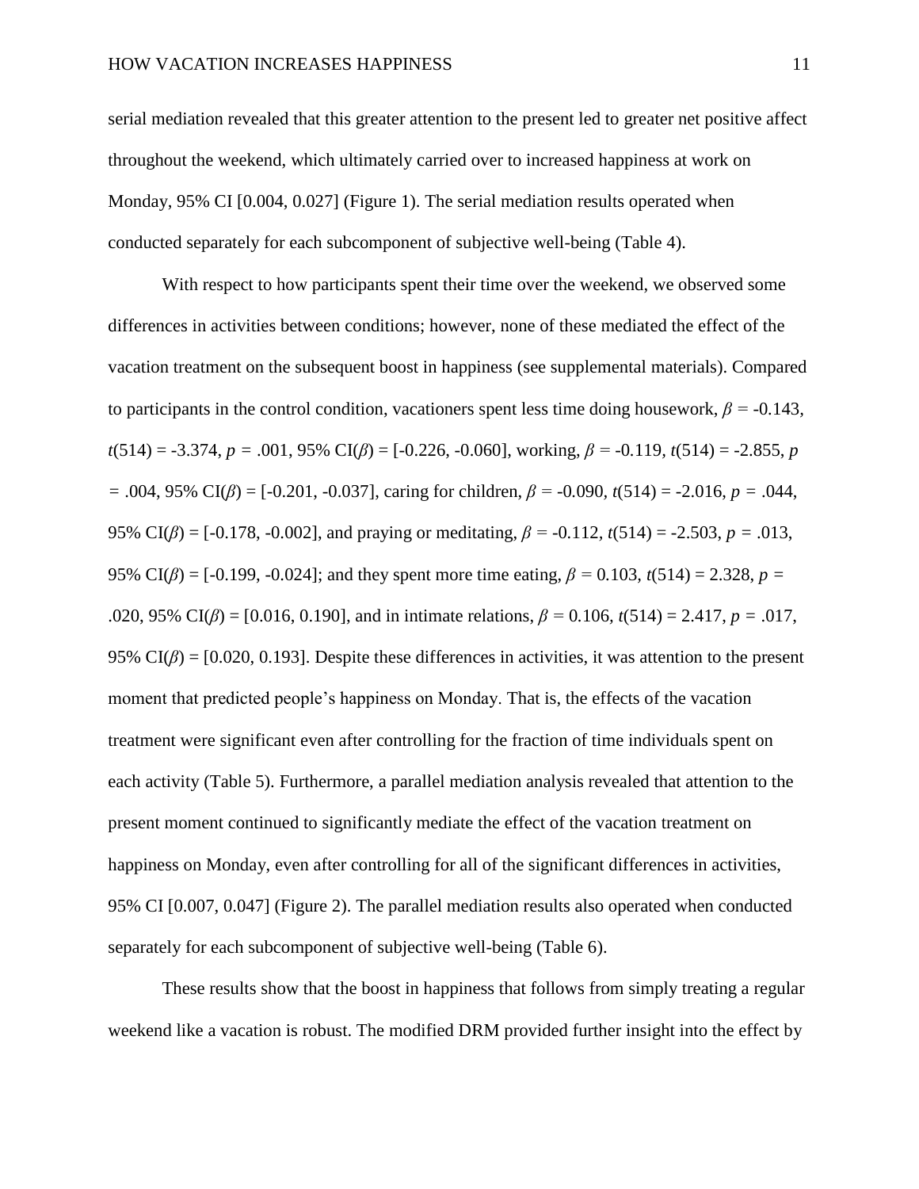serial mediation revealed that this greater attention to the present led to greater net positive affect throughout the weekend, which ultimately carried over to increased happiness at work on Monday, 95% CI [0.004, 0.027] (Figure 1). The serial mediation results operated when conducted separately for each subcomponent of subjective well-being (Table 4).

With respect to how participants spent their time over the weekend, we observed some differences in activities between conditions; however, none of these mediated the effect of the vacation treatment on the subsequent boost in happiness (see supplemental materials). Compared to participants in the control condition, vacationers spent less time doing housework, $\beta$ = -0.143, $t(514)$ = -3.374, $p$ = .001, 95% CI($\beta$) = [-0.226, -0.060], working, $\beta$ = -0.119, $t(514)$ = -2.855, $p$ = .004, 95% CI($\beta$) = [-0.201, -0.037], caring for children, $\beta$ = -0.090, $t(514)$ = -2.016, $p$ = .044, 95% CI($\beta$) = [-0.178, -0.002], and praying or meditating, $\beta$ = -0.112, $t(514)$ = -2.503, $p$ = .013, 95% CI($\beta$) = [-0.199, -0.024]; and they spent more time eating, $\beta$ = 0.103, $t(514)$ = 2.328, $p$ = .020, 95% CI($\beta$) = [0.016, 0.190], and in intimate relations, $\beta$ = 0.106, $t(514)$ = 2.417, $p$ = .017, 95% CI($\beta$) = [0.020, 0.193]. Despite these differences in activities, it was attention to the present moment that predicted people's happiness on Monday. That is, the effects of the vacation treatment were significant even after controlling for the fraction of time individuals spent on each activity (Table 5). Furthermore, a parallel mediation analysis revealed that attention to the present moment continued to significantly mediate the effect of the vacation treatment on happiness on Monday, even after controlling for all of the significant differences in activities, 95% CI [0.007, 0.047] (Figure 2). The parallel mediation results also operated when conducted separately for each subcomponent of subjective well-being (Table 6).

These results show that the boost in happiness that follows from simply treating a regular weekend like a vacation is robust. The modified DRM provided further insight into the effect by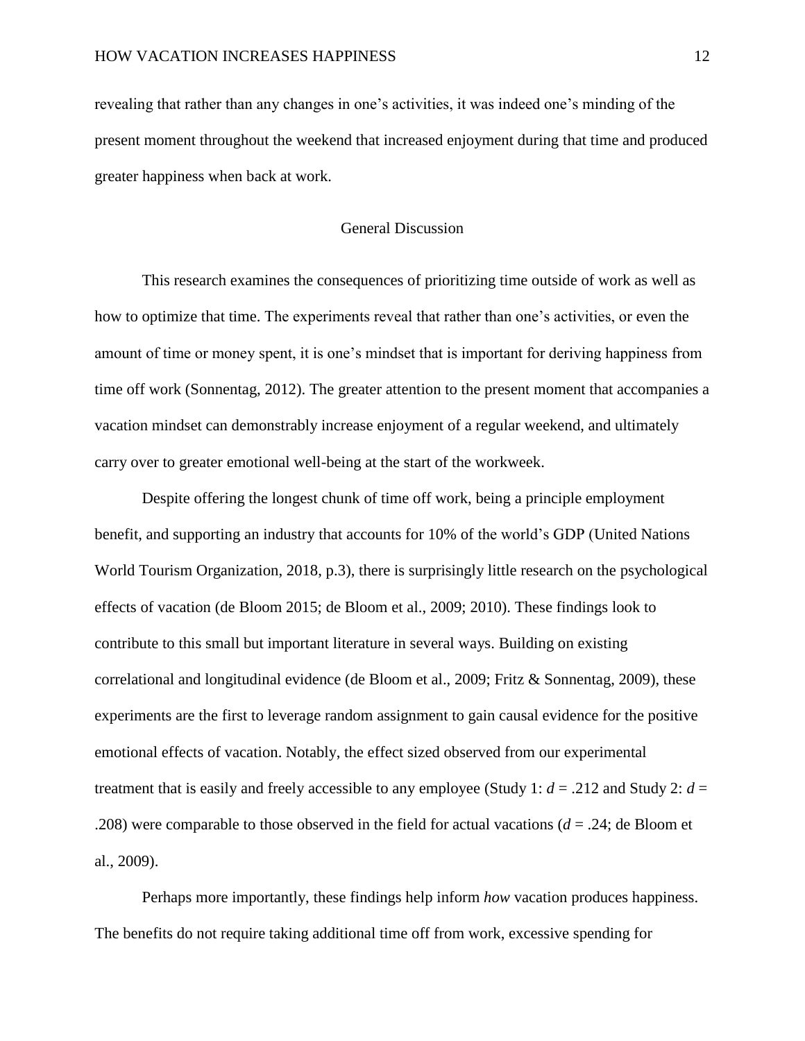revealing that rather than any changes in one's activities, it was indeed one's minding of the present moment throughout the weekend that increased enjoyment during that time and produced greater happiness when back at work.

## General Discussion

This research examines the consequences of prioritizing time outside of work as well as how to optimize that time. The experiments reveal that rather than one's activities, or even the amount of time or money spent, it is one's mindset that is important for deriving happiness from time off work (Sonnentag, 2012). The greater attention to the present moment that accompanies a vacation mindset can demonstrably increase enjoyment of a regular weekend, and ultimately carry over to greater emotional well-being at the start of the workweek.

Despite offering the longest chunk of time off work, being a principle employment benefit, and supporting an industry that accounts for 10% of the world's GDP (United Nations World Tourism Organization, 2018, p.3), there is surprisingly little research on the psychological effects of vacation (de Bloom 2015; de Bloom et al., 2009; 2010). These findings look to contribute to this small but important literature in several ways. Building on existing correlational and longitudinal evidence (de Bloom et al., 2009; Fritz & Sonnentag, 2009), these experiments are the first to leverage random assignment to gain causal evidence for the positive emotional effects of vacation. Notably, the effect sized observed from our experimental treatment that is easily and freely accessible to any employee (Study 1: $d = .212$ and Study 2: $d = .208$) were comparable to those observed in the field for actual vacations ($d = .24$; de Bloom et al., 2009).

Perhaps more importantly, these findings help inform *how* vacation produces happiness. The benefits do not require taking additional time off from work, excessive spending for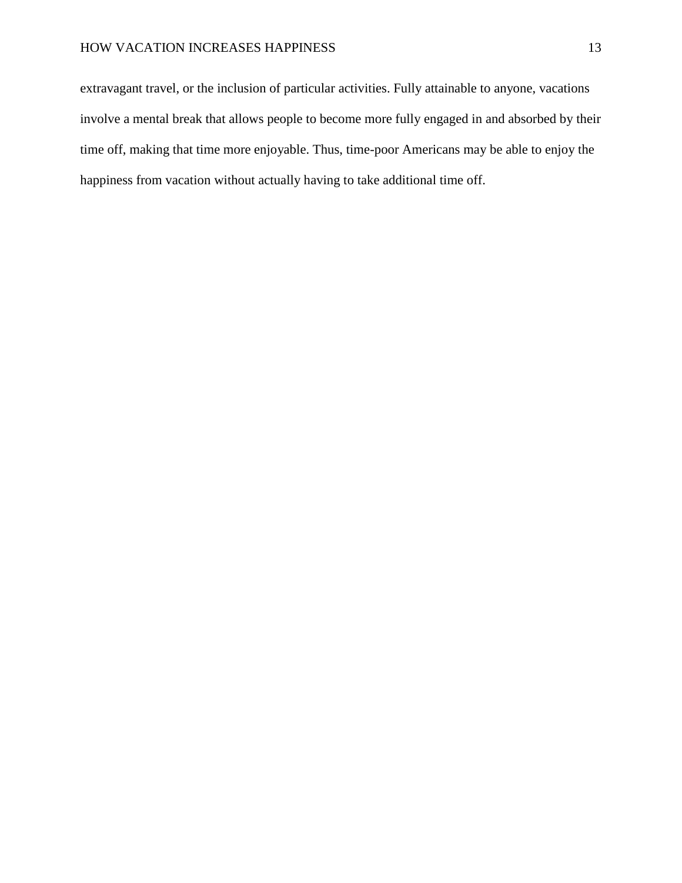extravagant travel, or the inclusion of particular activities. Fully attainable to anyone, vacations involve a mental break that allows people to become more fully engaged in and absorbed by their time off, making that time more enjoyable. Thus, time-poor Americans may be able to enjoy the happiness from vacation without actually having to take additional time off.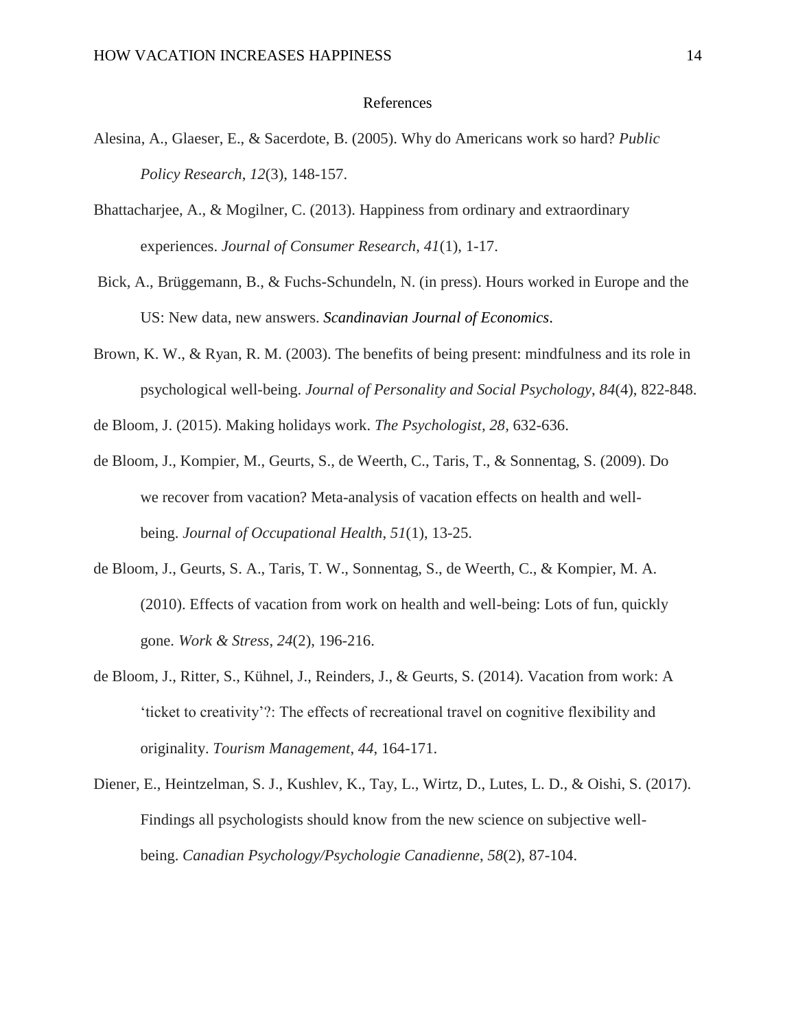# References

Alesina, A., Glaeser, E., & Sacerdote, B. (2005). Why do Americans work so hard? *Public Policy Research*, *12*(3), 148-157.

Bhattacharjee, A., & Mogilner, C. (2013). Happiness from ordinary and extraordinary experiences. *Journal of Consumer Research*, *41*(1), 1-17.

Bick, A., Brüggemann, B., & Fuchs-Schundeln, N. (in press). Hours worked in Europe and the US: New data, new answers. *Scandinavian Journal of Economics*.

Brown, K. W., & Ryan, R. M. (2003). The benefits of being present: mindfulness and its role in psychological well-being. *Journal of Personality and Social Psychology*, *84*(4), 822-848.

de Bloom, J. (2015). Making holidays work. *The Psychologist, 28*, 632-636.

de Bloom, J., Kompier, M., Geurts, S., de Weerth, C., Taris, T., & Sonnentag, S. (2009). Do we recover from vacation? Meta-analysis of vacation effects on health and well-being. *Journal of Occupational Health*, *51*(1), 13-25.

de Bloom, J., Geurts, S. A., Taris, T. W., Sonnentag, S., de Weerth, C., & Kompier, M. A. (2010). Effects of vacation from work on health and well-being: Lots of fun, quickly gone. *Work & Stress*, *24*(2), 196-216.

de Bloom, J., Ritter, S., Kühnel, J., Reinders, J., & Geurts, S. (2014). Vacation from work: A 'ticket to creativity'?: The effects of recreational travel on cognitive flexibility and originality. *Tourism Management*, *44*, 164-171.

Diener, E., Heintzelman, S. J., Kushlev, K., Tay, L., Wirtz, D., Lutes, L. D., & Oishi, S. (2017). Findings all psychologists should know from the new science on subjective well-being. *Canadian Psychology/Psychologie Canadienne*, *58*(2), 87-104.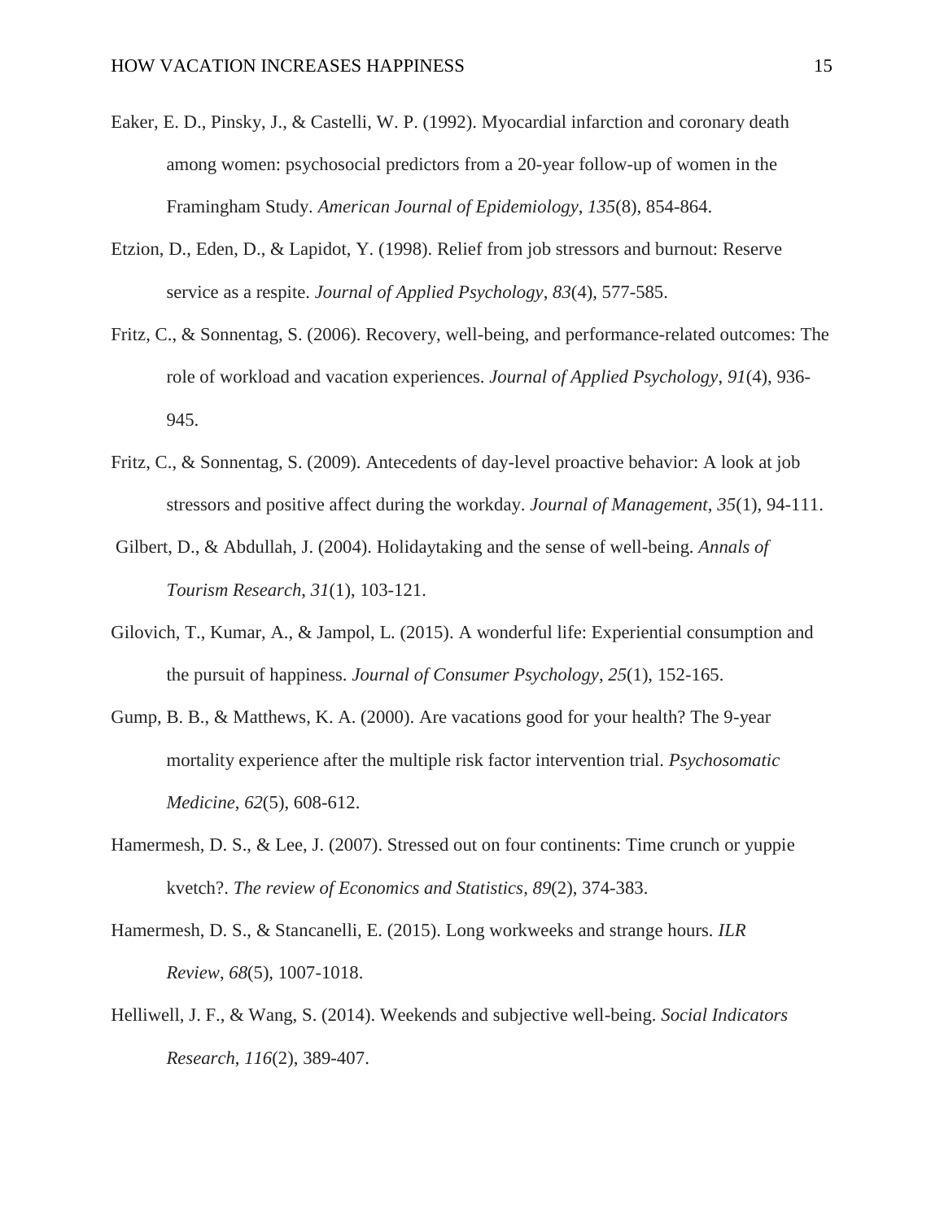Eaker, E. D., Pinsky, J., & Castelli, W. P. (1992). Myocardial infarction and coronary death among women: psychosocial predictors from a 20-year follow-up of women in the Framingham Study. *American Journal of Epidemiology*, *135*(8), 854-864.

Etzion, D., Eden, D., & Lapidot, Y. (1998). Relief from job stressors and burnout: Reserve service as a respite. *Journal of Applied Psychology*, *83*(4), 577-585.

Fritz, C., & Sonnentag, S. (2006). Recovery, well-being, and performance-related outcomes: The role of workload and vacation experiences. *Journal of Applied Psychology*, *91*(4), 936-945.

Fritz, C., & Sonnentag, S. (2009). Antecedents of day-level proactive behavior: A look at job stressors and positive affect during the workday. *Journal of Management*, *35*(1), 94-111.

Gilbert, D., & Abdullah, J. (2004). Holidaytaking and the sense of well-being. *Annals of Tourism Research*, *31*(1), 103-121.

Gilovich, T., Kumar, A., & Jampol, L. (2015). A wonderful life: Experiential consumption and the pursuit of happiness. *Journal of Consumer Psychology*, *25*(1), 152-165.

Gump, B. B., & Matthews, K. A. (2000). Are vacations good for your health? The 9-year mortality experience after the multiple risk factor intervention trial. *Psychosomatic Medicine*, *62*(5), 608-612.

Hamermesh, D. S., & Lee, J. (2007). Stressed out on four continents: Time crunch or yuppie kvetch?. *The review of Economics and Statistics*, *89*(2), 374-383.

Hamermesh, D. S., & Stancanelli, E. (2015). Long workweeks and strange hours. *ILR Review*, *68*(5), 1007-1018.

Helliwell, J. F., & Wang, S. (2014). Weekends and subjective well-being. *Social Indicators Research*, *116*(2), 389-407.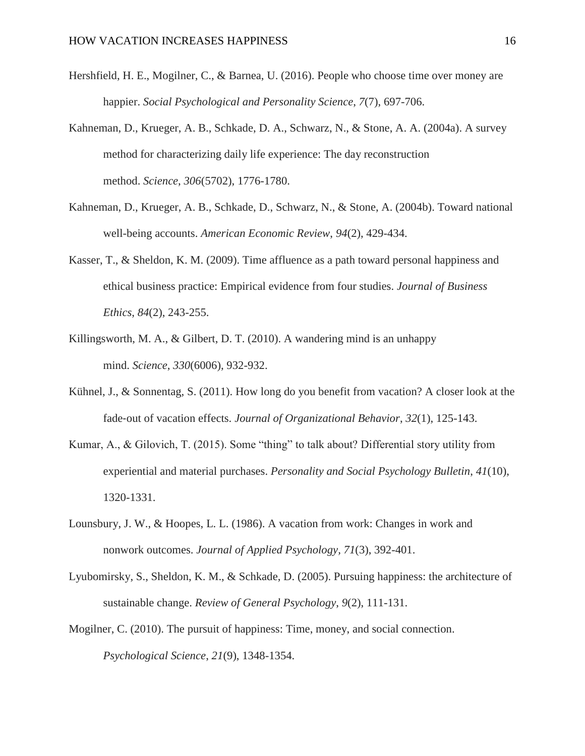Hershfield, H. E., Mogilner, C., & Barnea, U. (2016). People who choose time over money are happier. *Social Psychological and Personality Science*, *7*(7), 697-706.

Kahneman, D., Krueger, A. B., Schkade, D. A., Schwarz, N., & Stone, A. A. (2004a). A survey method for characterizing daily life experience: The day reconstruction method. *Science*, *306*(5702), 1776-1780.

Kahneman, D., Krueger, A. B., Schkade, D., Schwarz, N., & Stone, A. (2004b). Toward national well-being accounts. *American Economic Review*, *94*(2), 429-434.

Kasser, T., & Sheldon, K. M. (2009). Time affluence as a path toward personal happiness and ethical business practice: Empirical evidence from four studies. *Journal of Business Ethics*, *84*(2), 243-255.

Killingsworth, M. A., & Gilbert, D. T. (2010). A wandering mind is an unhappy mind. *Science*, *330*(6006), 932-932.

Kühnel, J., & Sonnentag, S. (2011). How long do you benefit from vacation? A closer look at the fade-out of vacation effects. *Journal of Organizational Behavior*, *32*(1), 125-143.

Kumar, A., & Gilovich, T. (2015). Some "thing" to talk about? Differential story utility from experiential and material purchases. *Personality and Social Psychology Bulletin*, *41*(10), 1320-1331.

Lounsbury, J. W., & Hoopes, L. L. (1986). A vacation from work: Changes in work and nonwork outcomes. *Journal of Applied Psychology*, *71*(3), 392-401.

Lyubomirsky, S., Sheldon, K. M., & Schkade, D. (2005). Pursuing happiness: the architecture of sustainable change. *Review of General Psychology*, *9*(2), 111-131.

Mogilner, C. (2010). The pursuit of happiness: Time, money, and social connection. *Psychological Science*, *21*(9), 1348-1354.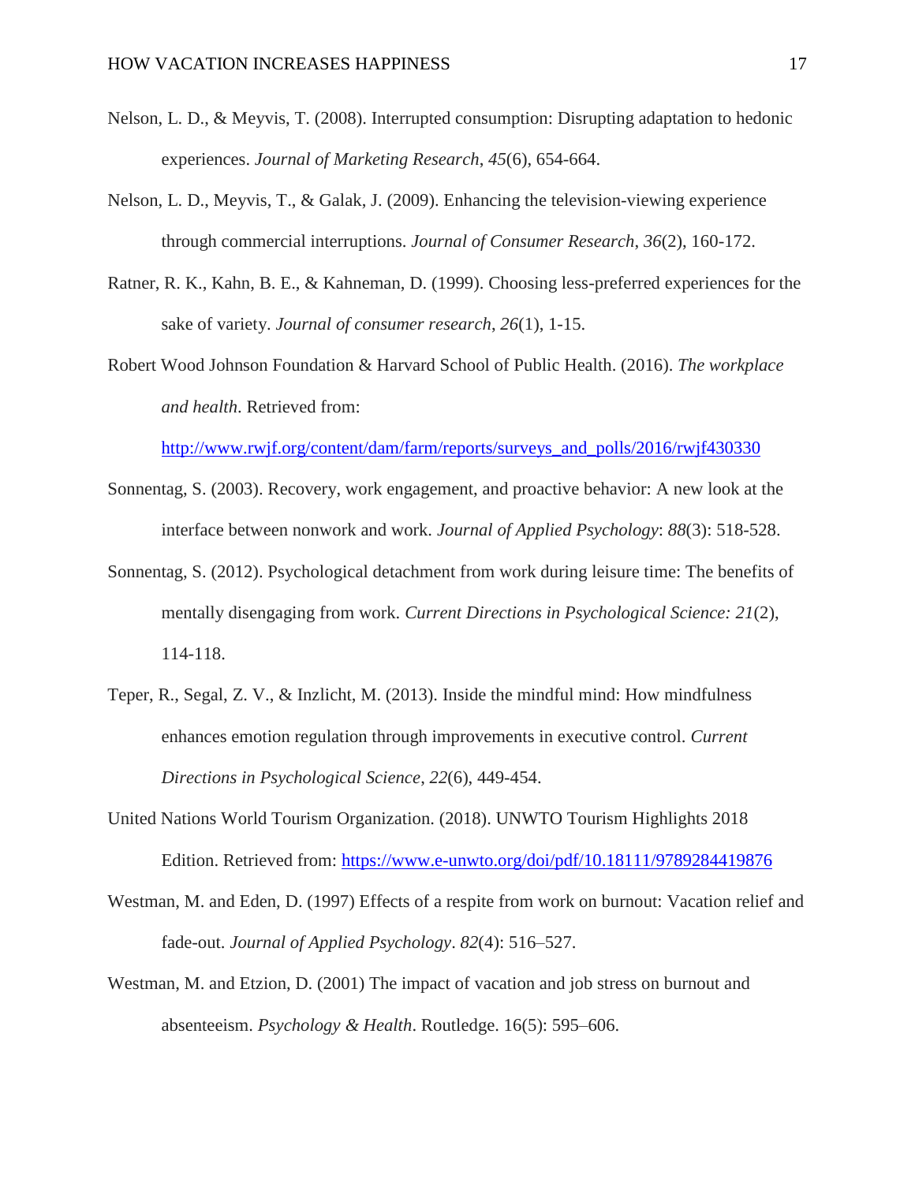Nelson, L. D., & Meyvis, T. (2008). Interrupted consumption: Disrupting adaptation to hedonic experiences. *Journal of Marketing Research*, *45*(6), 654-664.

Nelson, L. D., Meyvis, T., & Galak, J. (2009). Enhancing the television-viewing experience through commercial interruptions. *Journal of Consumer Research*, *36*(2), 160-172.

Ratner, R. K., Kahn, B. E., & Kahneman, D. (1999). Choosing less-preferred experiences for the sake of variety. *Journal of consumer research*, *26*(1), 1-15.

Robert Wood Johnson Foundation & Harvard School of Public Health. (2016). *The workplace and health*. Retrieved from: http://www.rwjf.org/content/dam/farm/reports/surveys_and_polls/2016/rwjf430330

Sonnentag, S. (2003). Recovery, work engagement, and proactive behavior: A new look at the interface between nonwork and work. *Journal of Applied Psychology*: *88*(3): 518-528.

Sonnentag, S. (2012). Psychological detachment from work during leisure time: The benefits of mentally disengaging from work. *Current Directions in Psychological Science: 21*(2), 114-118.

Teper, R., Segal, Z. V., & Inzlicht, M. (2013). Inside the mindful mind: How mindfulness enhances emotion regulation through improvements in executive control. *Current Directions in Psychological Science*, *22*(6), 449-454.

United Nations World Tourism Organization. (2018). UNWTO Tourism Highlights 2018 Edition. Retrieved from: https://www.e-unwto.org/doi/pdf/10.18111/9789284419876

Westman, M. and Eden, D. (1997) Effects of a respite from work on burnout: Vacation relief and fade-out. *Journal of Applied Psychology*. *82*(4): 516–527.

Westman, M. and Etzion, D. (2001) The impact of vacation and job stress on burnout and absenteeism. *Psychology & Health*. Routledge. 16(5): 595–606.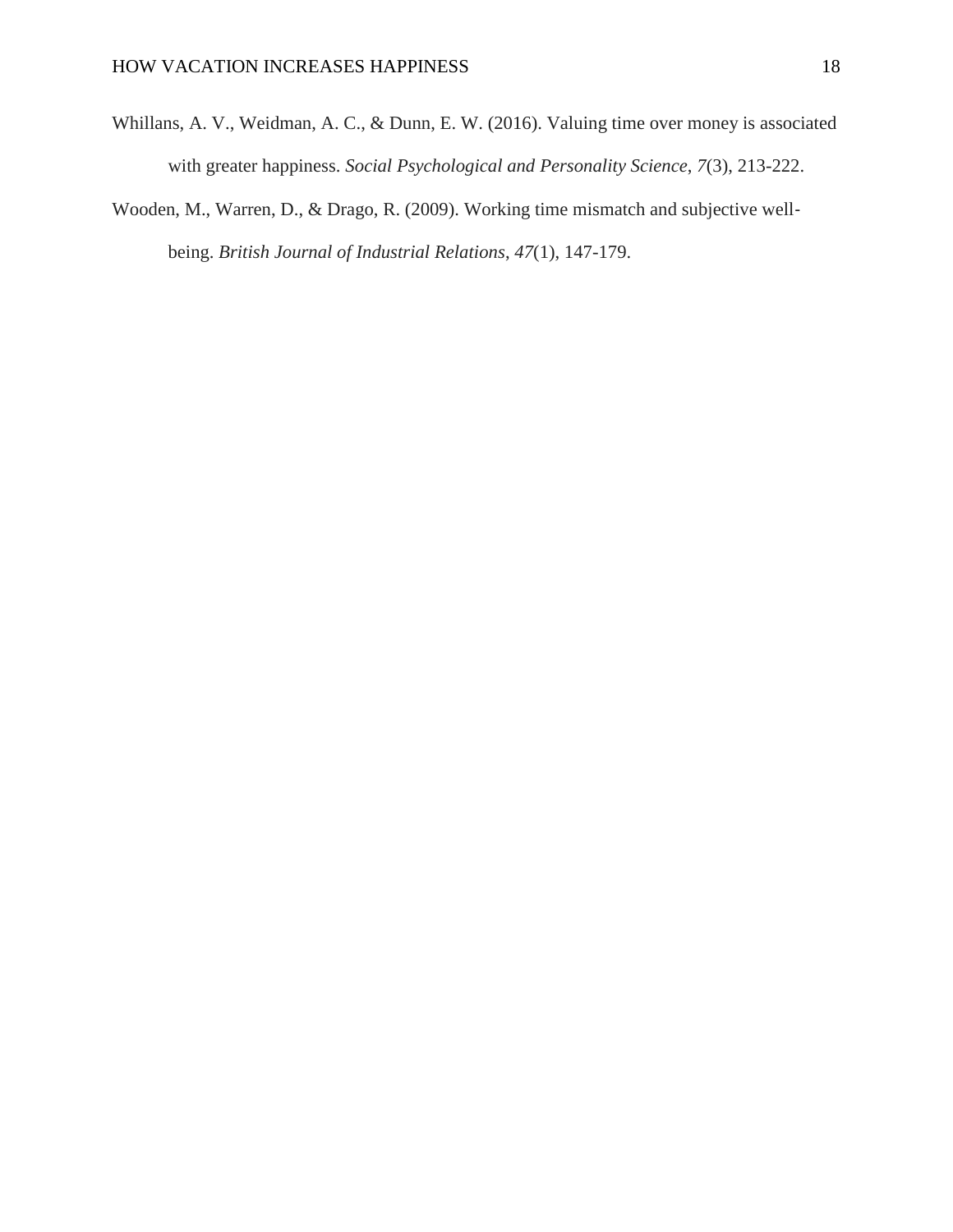Whillans, A. V., Weidman, A. C., & Dunn, E. W. (2016). Valuing time over money is associated with greater happiness. *Social Psychological and Personality Science*, *7*(3), 213-222.

Wooden, M., Warren, D., & Drago, R. (2009). Working time mismatch and subjective well-being. *British Journal of Industrial Relations*, *47*(1), 147-179.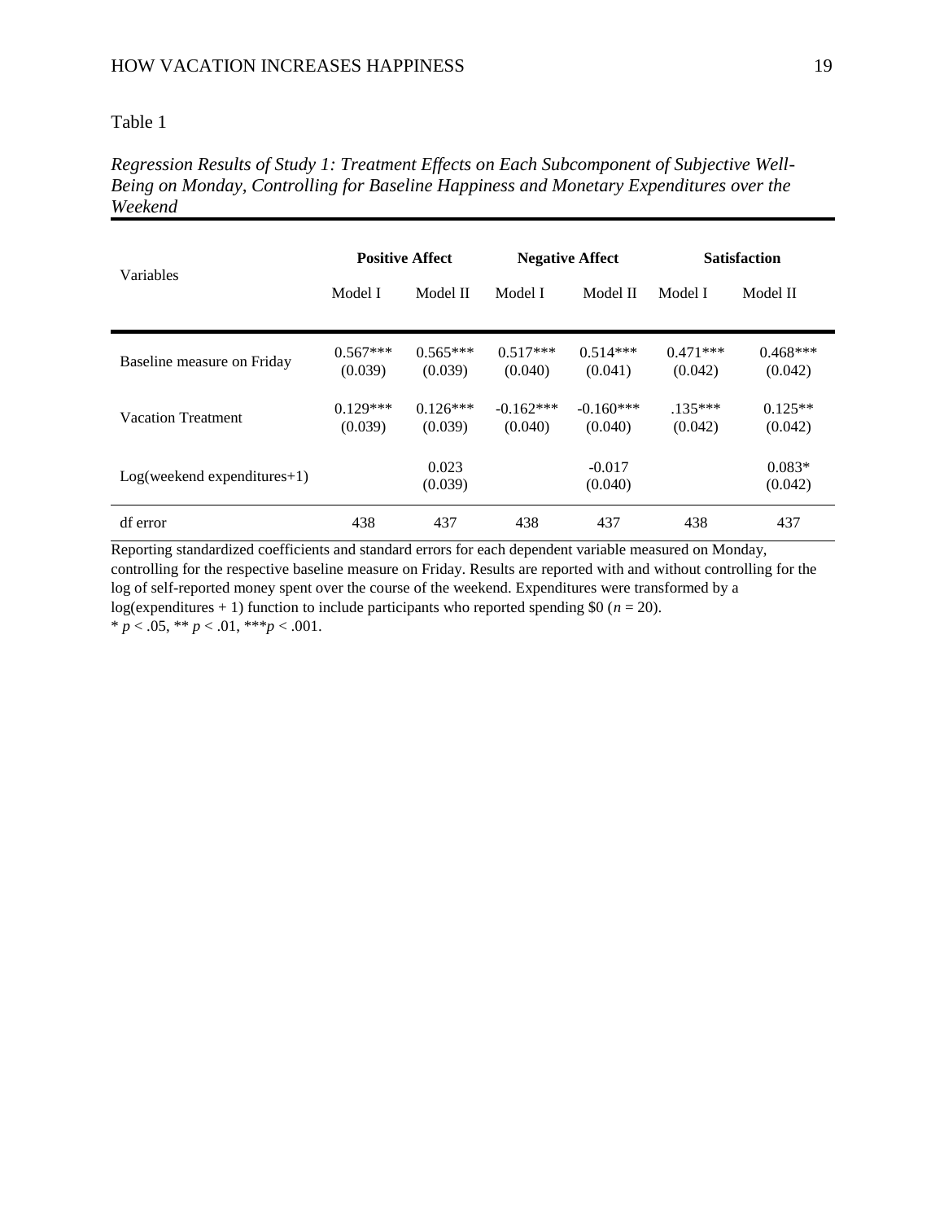Table 1

*Regression Results of Study 1: Treatment Effects on Each Subcomponent of Subjective Well-Being on Monday, Controlling for Baseline Happiness and Monetary Expenditures over the Weekend*

| Variables | **Positive Affect** | | **Negative Affect** | | **Satisfaction** | |
|---|---|---|---|---|---|---|
| | Model I | Model II | Model I | Model II | Model I | Model II |
| Baseline measure on Friday | 0.567*** (0.039) | 0.565*** (0.039) | 0.517*** (0.040) | 0.514*** (0.041) | 0.471*** (0.042) | 0.468*** (0.042) |
| Vacation Treatment | 0.129*** (0.039) | 0.126*** (0.039) | -0.162*** (0.040) | -0.160*** (0.040) | .135*** (0.042) | 0.125** (0.042) |
| Log(weekend expenditures+1) | | 0.023 (0.039) | | -0.017 (0.040) | | 0.083* (0.042) |
| df error | 438 | 437 | 438 | 437 | 438 | 437 |

Reporting standardized coefficients and standard errors for each dependent variable measured on Monday, controlling for the respective baseline measure on Friday. Results are reported with and without controlling for the log of self-reported money spent over the course of the weekend. Expenditures were transformed by a log(expenditures + 1) function to include participants who reported spending \$0 ($n$ = 20).
* $p < .05$, ** $p < .01$, *** $p < .001$.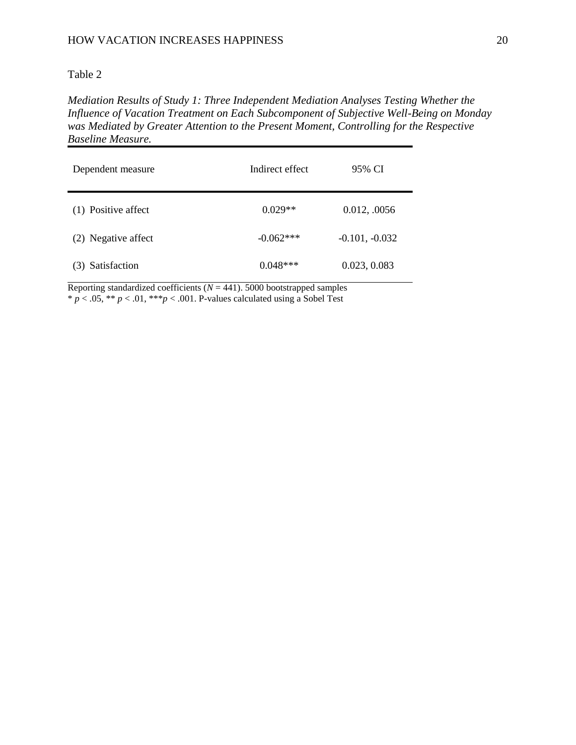Table 2

*Mediation Results of Study 1: Three Independent Mediation Analyses Testing Whether the Influence of Vacation Treatment on Each Subcomponent of Subjective Well-Being on Monday was Mediated by Greater Attention to the Present Moment, Controlling for the Respective Baseline Measure.*

| Dependent measure | Indirect effect | 95% CI |
|---|---|---|
| (1) Positive affect | 0.029** | 0.012, .0056 |
| (2) Negative affect | -0.062*** | -0.101, -0.032 |
| (3) Satisfaction | 0.048*** | 0.023, 0.083 |

Reporting standardized coefficients (*N* = 441). 5000 bootstrapped samples
* $p < .05$, ** $p < .01$, *** $p < .001$. P-values calculated using a Sobel Test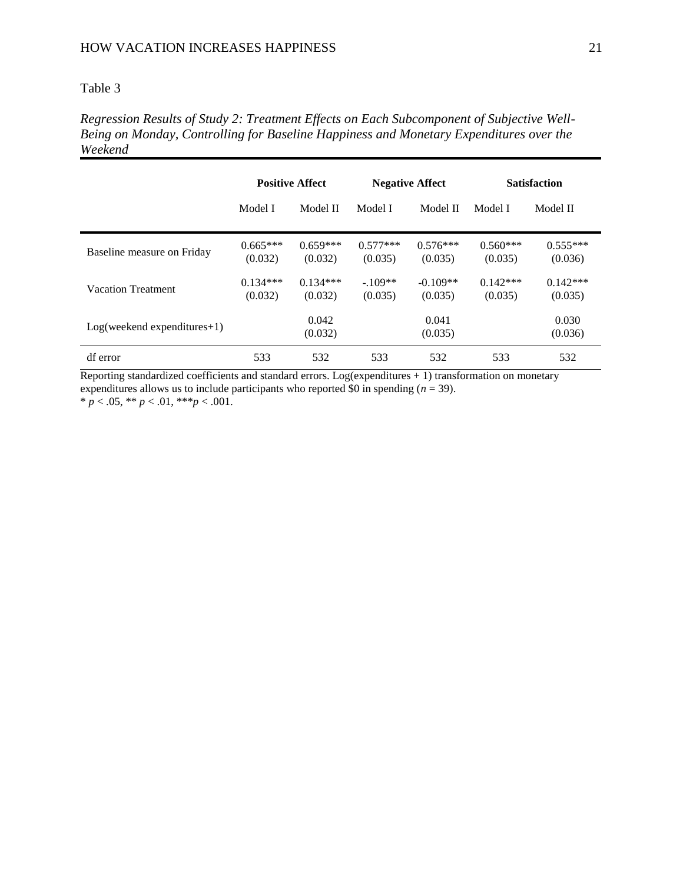Table 3

*Regression Results of Study 2: Treatment Effects on Each Subcomponent of Subjective Well-Being on Monday, Controlling for Baseline Happiness and Monetary Expenditures over the Weekend*

| | **Positive Affect** | | **Negative Affect** | | **Satisfaction** | |
|---|---|---|---|---|---|---|
| | Model I | Model II | Model I | Model II | Model I | Model II |
| Baseline measure on Friday | 0.665*** (0.032) | 0.659*** (0.032) | 0.577*** (0.035) | 0.576*** (0.035) | 0.560*** (0.035) | 0.555*** (0.036) |
| Vacation Treatment | 0.134*** (0.032) | 0.134*** (0.032) | -.109** (0.035) | -0.109** (0.035) | 0.142*** (0.035) | 0.142*** (0.035) |
| Log(weekend expenditures+1) | | 0.042 (0.032) | | 0.041 (0.035) | | 0.030 (0.036) |
| df error | 533 | 532 | 533 | 532 | 533 | 532 |

Reporting standardized coefficients and standard errors. Log(expenditures + 1) transformation on monetary expenditures allows us to include participants who reported $0 in spending ($n$ = 39).
* $p < .05$, ** $p < .01$, *** $p < .001$.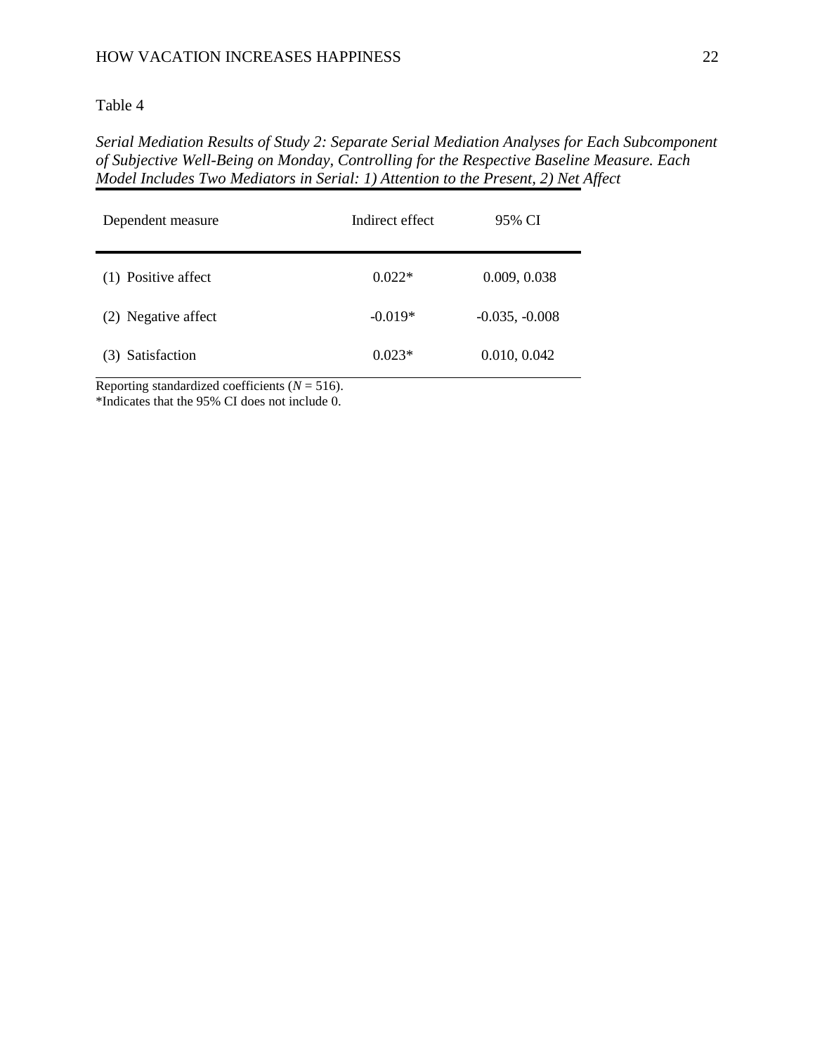Table 4

*Serial Mediation Results of Study 2: Separate Serial Mediation Analyses for Each Subcomponent of Subjective Well-Being on Monday, Controlling for the Respective Baseline Measure. Each Model Includes Two Mediators in Serial: 1) Attention to the Present, 2) Net Affect*

| Dependent measure | Indirect effect | 95% CI |
|---|---|---|
| (1) Positive affect | 0.022* | 0.009, 0.038 |
| (2) Negative affect | -0.019* | -0.035, -0.008 |
| (3) Satisfaction | 0.023* | 0.010, 0.042 |

Reporting standardized coefficients ($N$ = 516).
*Indicates that the 95% CI does not include 0.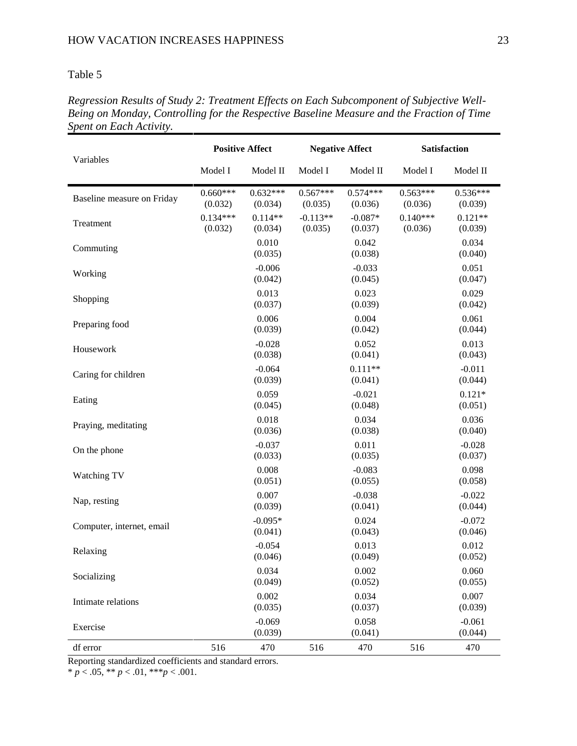Table 5

*Regression Results of Study 2: Treatment Effects on Each Subcomponent of Subjective Well-Being on Monday, Controlling for the Respective Baseline Measure and the Fraction of Time Spent on Each Activity.*

| Variables | Positive Affect | | Negative Affect | | Satisfaction | |
|---|---|---|---|---|---|---|
| | Model I | Model II | Model I | Model II | Model I | Model II |
| Baseline measure on Friday | 0.660*** (0.032) | 0.632*** (0.034) | 0.567*** (0.035) | 0.574*** (0.036) | 0.563*** (0.036) | 0.536*** (0.039) |
| Treatment | 0.134*** (0.032) | 0.114** (0.034) | -0.113** (0.035) | -0.087* (0.037) | 0.140*** (0.036) | 0.121** (0.039) |
| Commuting | | 0.010 (0.035) | | 0.042 (0.038) | | 0.034 (0.040) |
| Working | | -0.006 (0.042) | | -0.033 (0.045) | | 0.051 (0.047) |
| Shopping | | 0.013 (0.037) | | 0.023 (0.039) | | 0.029 (0.042) |
| Preparing food | | 0.006 (0.039) | | 0.004 (0.042) | | 0.061 (0.044) |
| Housework | | -0.028 (0.038) | | 0.052 (0.041) | | 0.013 (0.043) |
| Caring for children | | -0.064 (0.039) | | 0.111** (0.041) | | -0.011 (0.044) |
| Eating | | 0.059 (0.045) | | -0.021 (0.048) | | 0.121* (0.051) |
| Praying, meditating | | 0.018 (0.036) | | 0.034 (0.038) | | 0.036 (0.040) |
| On the phone | | -0.037 (0.033) | | 0.011 (0.035) | | -0.028 (0.037) |
| Watching TV | | 0.008 (0.051) | | -0.083 (0.055) | | 0.098 (0.058) |
| Nap, resting | | 0.007 (0.039) | | -0.038 (0.041) | | -0.022 (0.044) |
| Computer, internet, email | | -0.095* (0.041) | | 0.024 (0.043) | | -0.072 (0.046) |
| Relaxing | | -0.054 (0.046) | | 0.013 (0.049) | | 0.012 (0.052) |
| Socializing | | 0.034 (0.049) | | 0.002 (0.052) | | 0.060 (0.055) |
| Intimate relations | | 0.002 (0.035) | | 0.034 (0.037) | | 0.007 (0.039) |
| Exercise | | -0.069 (0.039) | | 0.058 (0.041) | | -0.061 (0.044) |
| df error | 516 | 470 | 516 | 470 | 516 | 470 |

Reporting standardized coefficients and standard errors.

* $p < .05$, ** $p < .01$, *** $p < .001$.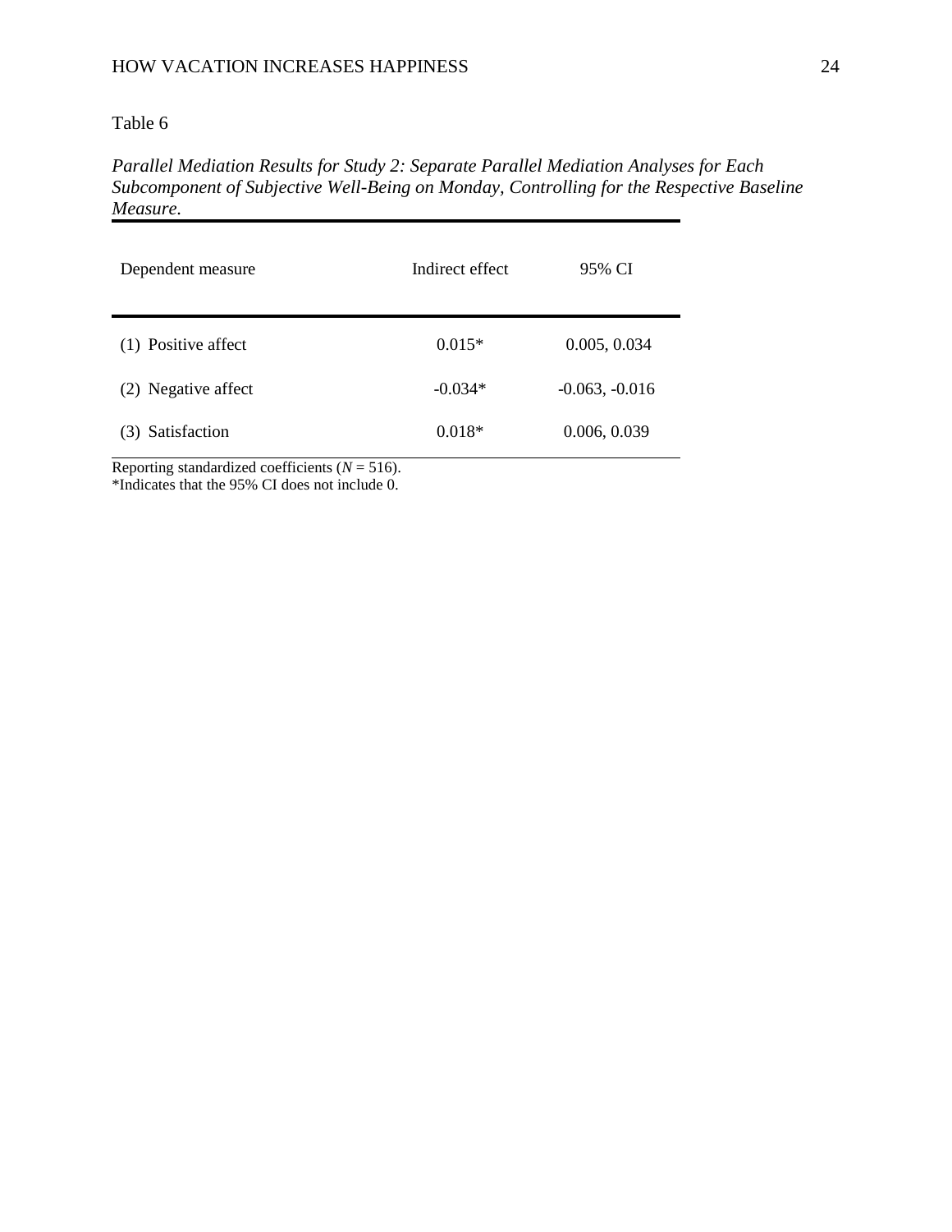Table 6

*Parallel Mediation Results for Study 2: Separate Parallel Mediation Analyses for Each Subcomponent of Subjective Well-Being on Monday, Controlling for the Respective Baseline Measure.*

| Dependent measure | Indirect effect | 95% CI |
|---|---|---|
| (1) Positive affect | 0.015* | 0.005, 0.034 |
| (2) Negative affect | -0.034* | -0.063, -0.016 |
| (3) Satisfaction | 0.018* | 0.006, 0.039 |

Reporting standardized coefficients ($N = 516$).
*Indicates that the 95% CI does not include 0.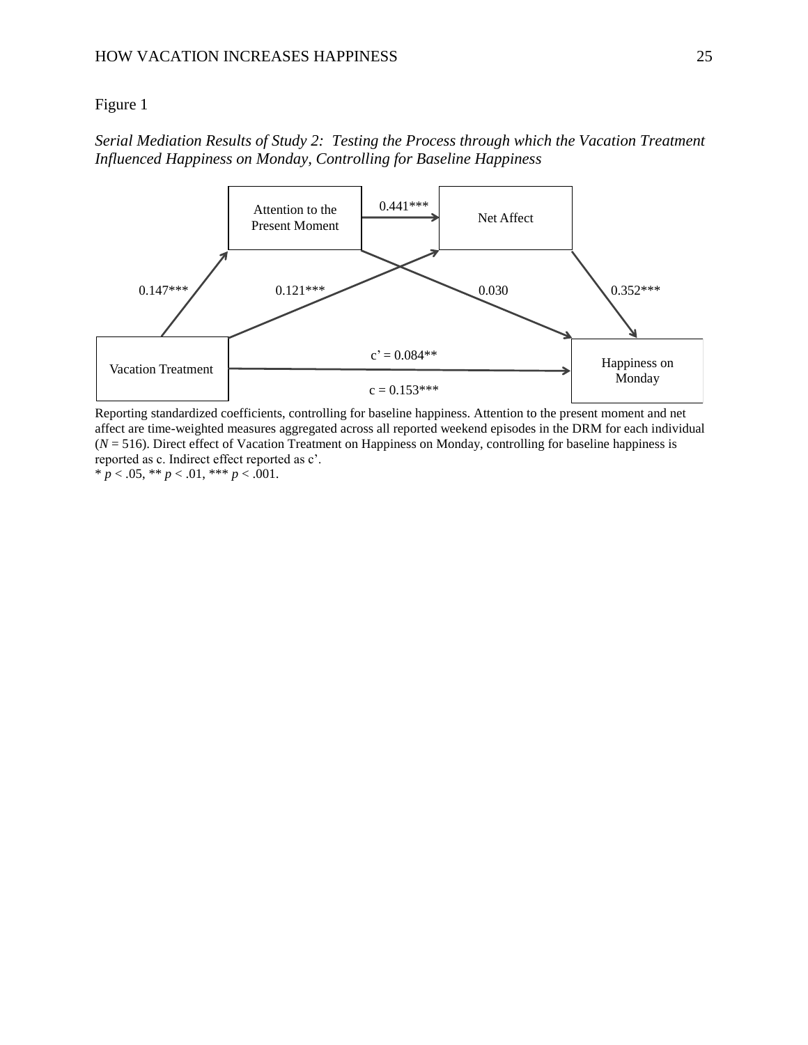Figure 1

*Serial Mediation Results of Study 2: Testing the Process through which the Vacation Treatment Influenced Happiness on Monday, Controlling for Baseline Happiness*

Attention to the Present Moment

0.441***

Net Affect

0.147***

0.121***

0.030

0.352***

Vacation Treatment

c' = 0.084**

c = 0.153***

Happiness on Monday

Reporting standardized coefficients, controlling for baseline happiness. Attention to the present moment and net affect are time-weighted measures aggregated across all reported weekend episodes in the DRM for each individual (*N* = 516). Direct effect of Vacation Treatment on Happiness on Monday, controlling for baseline happiness is reported as c. Indirect effect reported as c'.

\* *p* < .05, \*\* *p* < .01, \*\*\* *p* < .001.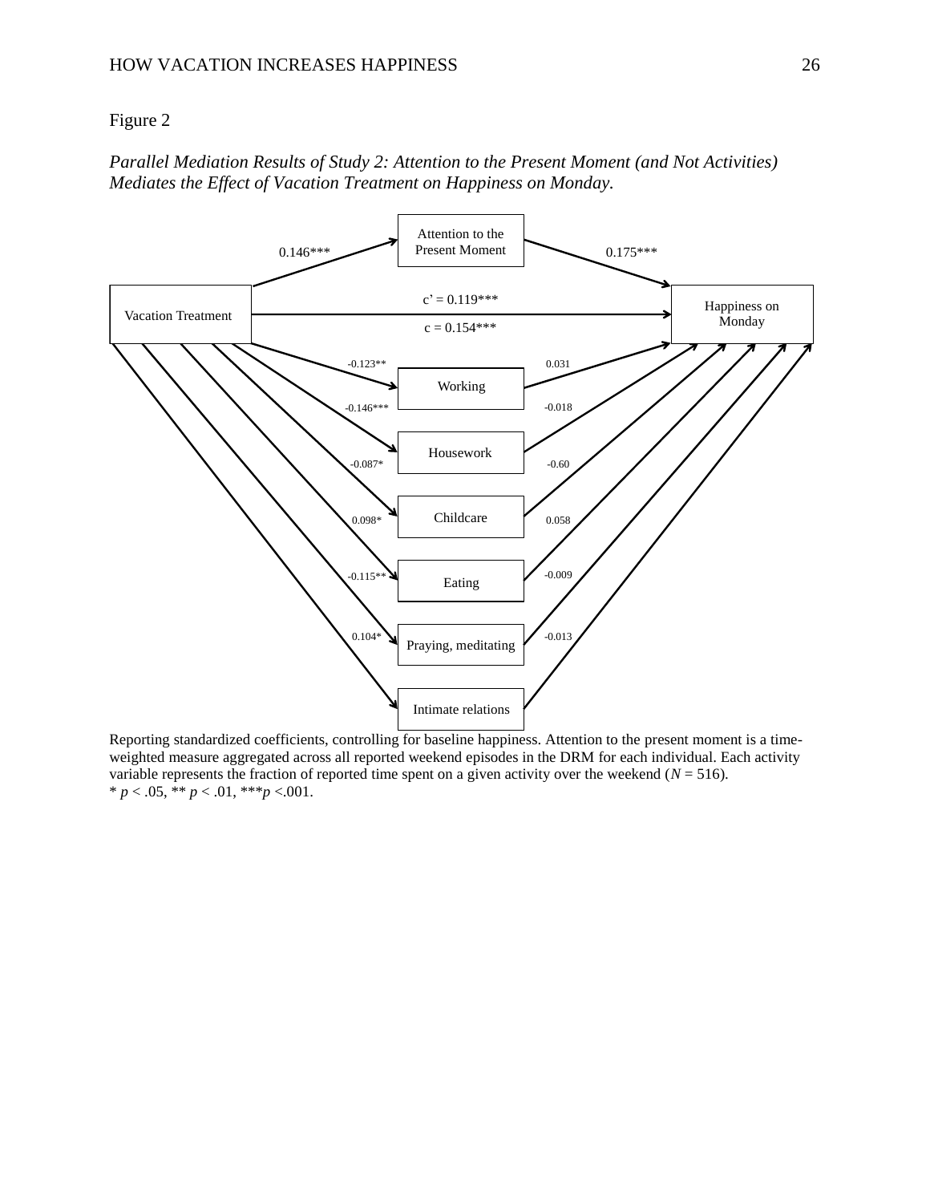Figure 2

*Parallel Mediation Results of Study 2: Attention to the Present Moment (and Not Activities) Mediates the Effect of Vacation Treatment on Happiness on Monday.*

Attention to the Present Moment

0.146***

0.175***

Vacation Treatment

c' = 0.119***

c = 0.154***

Happiness on Monday

-0.123**

0.031

Working

-0.146***

-0.018

Housework

-0.087*

-0.60

Childcare

0.098*

0.058

Eating

-0.115**

-0.009

Praying, meditating

0.104*

-0.013

Intimate relations

Reporting standardized coefficients, controlling for baseline happiness. Attention to the present moment is a time-weighted measure aggregated across all reported weekend episodes in the DRM for each individual. Each activity variable represents the fraction of reported time spent on a given activity over the weekend ($N = 516$).
* $p < .05$, ** $p < .01$, *** $p < .001$.